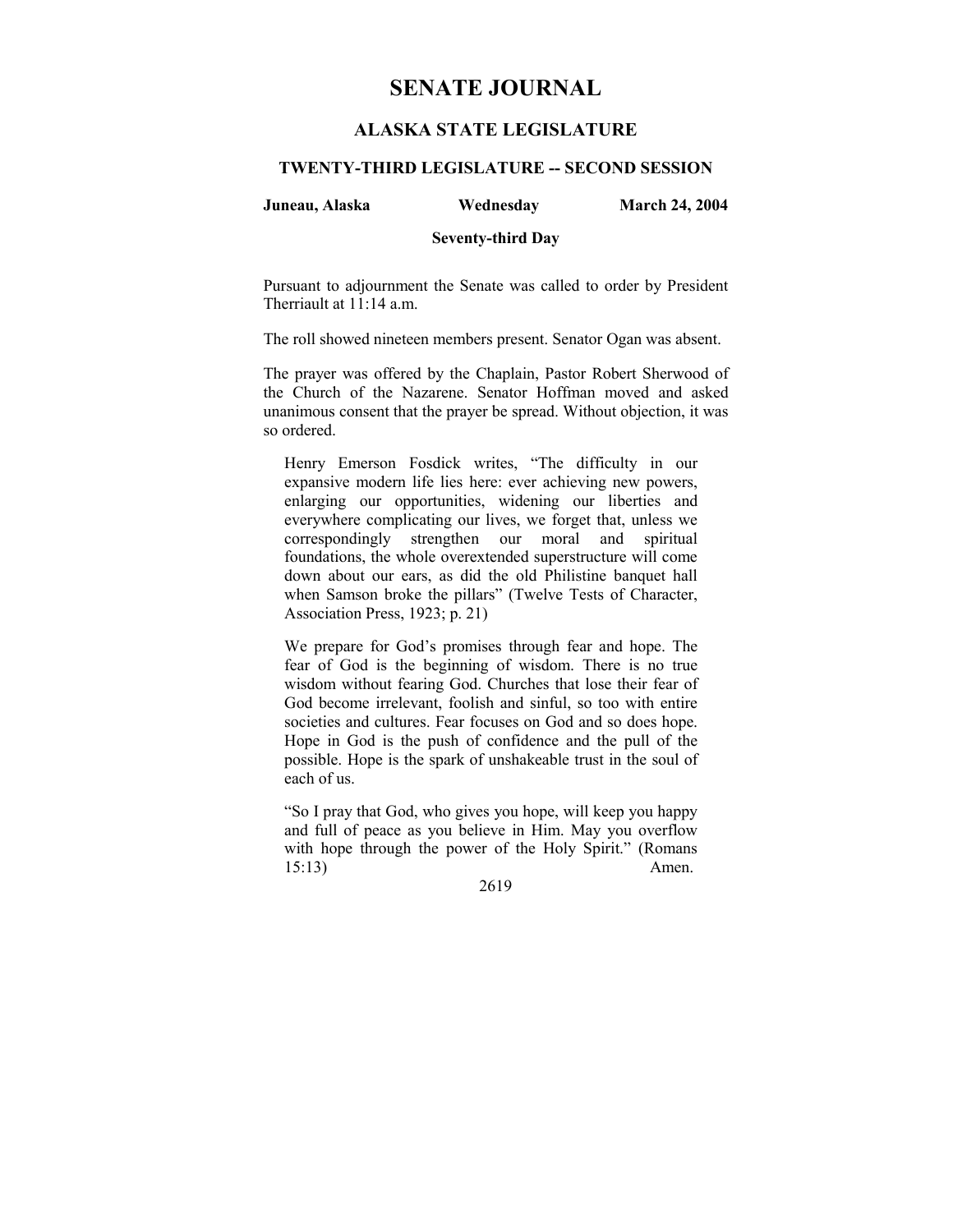# SENATE JOURNAL

## ALASKA STATE LEGISLATURE

### TWENTY-THIRD LEGISLATURE -- SECOND SESSION

**Juneau, Alaska** **Wednesday** **March 24, 2004**

**Seventy-third Day**

Pursuant to adjournment the Senate was called to order by President Therriault at 11:14 a.m.

The roll showed nineteen members present. Senator Ogan was absent.

The prayer was offered by the Chaplain, Pastor Robert Sherwood of the Church of the Nazarene. Senator Hoffman moved and asked unanimous consent that the prayer be spread. Without objection, it was so ordered.

> Henry Emerson Fosdick writes, "The difficulty in our expansive modern life lies here: ever achieving new powers, enlarging our opportunities, widening our liberties and everywhere complicating our lives, we forget that, unless we correspondingly strengthen our moral and spiritual foundations, the whole overextended superstructure will come down about our ears, as did the old Philistine banquet hall when Samson broke the pillars" (Twelve Tests of Character, Association Press, 1923; p. 21)
>
> We prepare for God's promises through fear and hope. The fear of God is the beginning of wisdom. There is no true wisdom without fearing God. Churches that lose their fear of God become irrelevant, foolish and sinful, so too with entire societies and cultures. Fear focuses on God and so does hope. Hope in God is the push of confidence and the pull of the possible. Hope is the spark of unshakeable trust in the soul of each of us.
>
> "So I pray that God, who gives you hope, will keep you happy and full of peace as you believe in Him. May you overflow with hope through the power of the Holy Spirit." (Romans 15:13) Amen.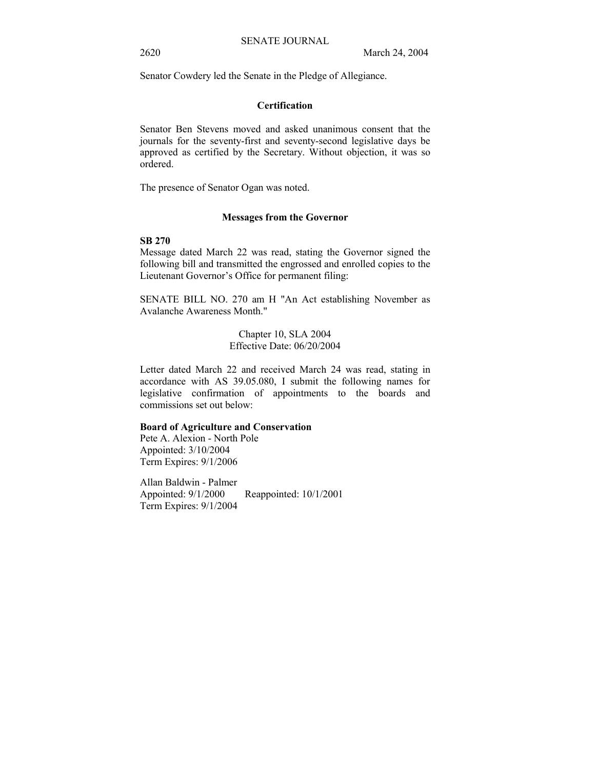Senator Cowdery led the Senate in the Pledge of Allegiance.

## Certification

Senator Ben Stevens moved and asked unanimous consent that the journals for the seventy-first and seventy-second legislative days be approved as certified by the Secretary. Without objection, it was so ordered.

The presence of Senator Ogan was noted.

## Messages from the Governor

**SB 270**

Message dated March 22 was read, stating the Governor signed the following bill and transmitted the engrossed and enrolled copies to the Lieutenant Governor's Office for permanent filing:

SENATE BILL NO. 270 am H "An Act establishing November as Avalanche Awareness Month."

Chapter 10, SLA 2004
Effective Date: 06/20/2004

Letter dated March 22 and received March 24 was read, stating in accordance with AS 39.05.080, I submit the following names for legislative confirmation of appointments to the boards and commissions set out below:

**Board of Agriculture and Conservation**

Pete A. Alexion - North Pole
Appointed: 3/10/2004
Term Expires: 9/1/2006

Allan Baldwin - Palmer
Appointed: 9/1/2000 Reappointed: 10/1/2001
Term Expires: 9/1/2004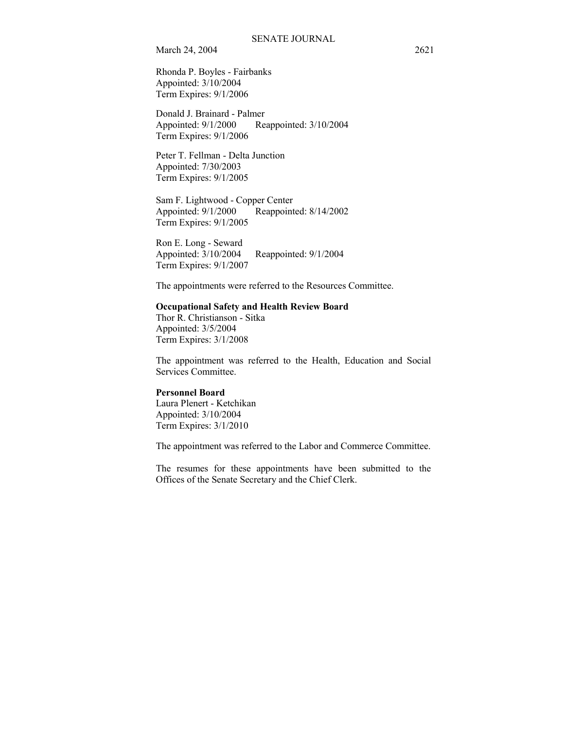Rhonda P. Boyles - Fairbanks
Appointed: 3/10/2004
Term Expires: 9/1/2006

Donald J. Brainard - Palmer
Appointed: 9/1/2000 Reappointed: 3/10/2004
Term Expires: 9/1/2006

Peter T. Fellman - Delta Junction
Appointed: 7/30/2003
Term Expires: 9/1/2005

Sam F. Lightwood - Copper Center
Appointed: 9/1/2000 Reappointed: 8/14/2002
Term Expires: 9/1/2005

Ron E. Long - Seward
Appointed: 3/10/2004 Reappointed: 9/1/2004
Term Expires: 9/1/2007

The appointments were referred to the Resources Committee.

**Occupational Safety and Health Review Board**
Thor R. Christianson - Sitka
Appointed: 3/5/2004
Term Expires: 3/1/2008

The appointment was referred to the Health, Education and Social Services Committee.

**Personnel Board**
Laura Plenert - Ketchikan
Appointed: 3/10/2004
Term Expires: 3/1/2010

The appointment was referred to the Labor and Commerce Committee.

The resumes for these appointments have been submitted to the Offices of the Senate Secretary and the Chief Clerk.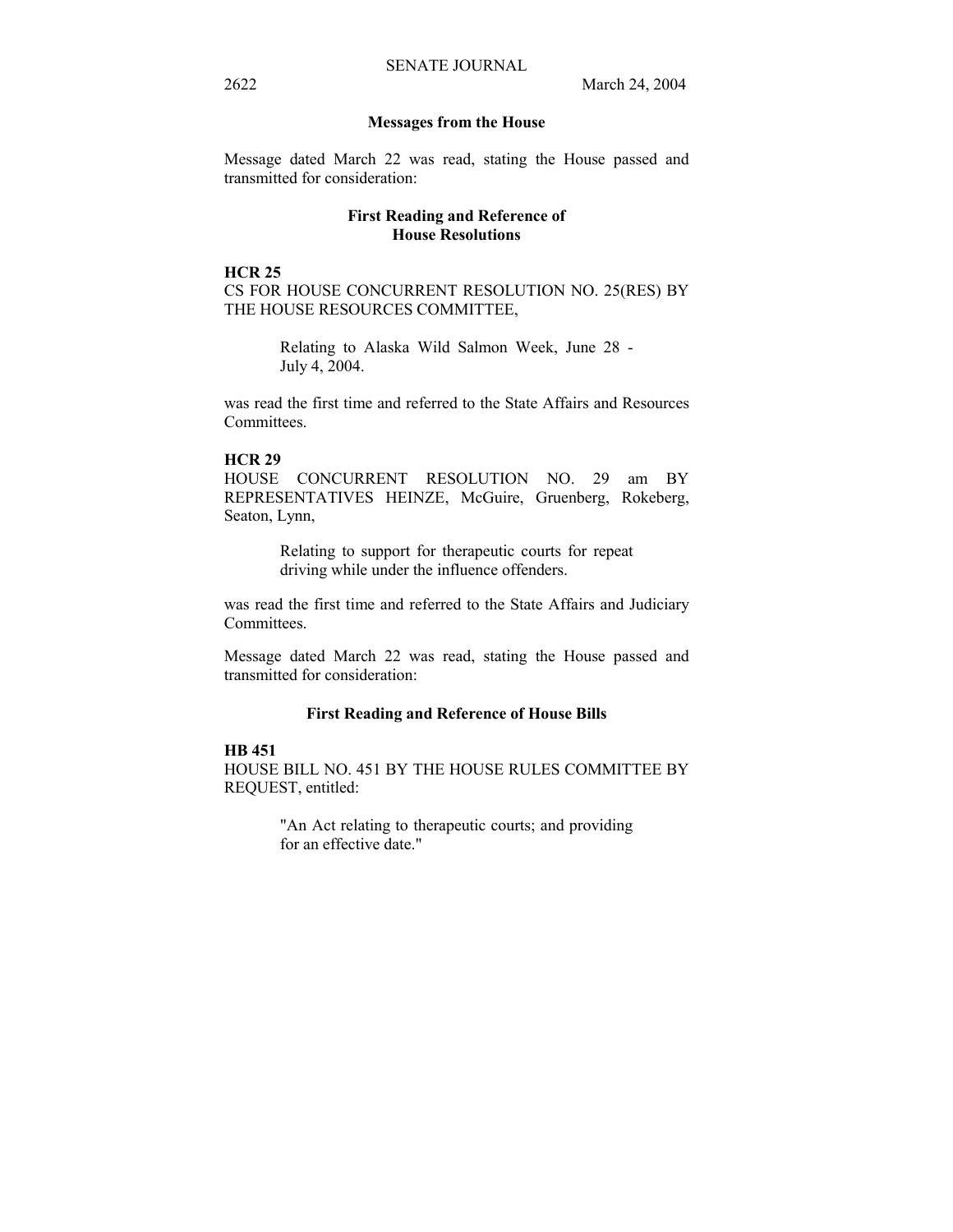**Messages from the House**

Message dated March 22 was read, stating the House passed and transmitted for consideration:

**First Reading and Reference of House Resolutions**

**HCR 25**
CS FOR HOUSE CONCURRENT RESOLUTION NO. 25(RES) BY THE HOUSE RESOURCES COMMITTEE,

> Relating to Alaska Wild Salmon Week, June 28 - July 4, 2004.

was read the first time and referred to the State Affairs and Resources Committees.

**HCR 29**
HOUSE CONCURRENT RESOLUTION NO. 29 am BY REPRESENTATIVES HEINZE, McGuire, Gruenberg, Rokeberg, Seaton, Lynn,

> Relating to support for therapeutic courts for repeat driving while under the influence offenders.

was read the first time and referred to the State Affairs and Judiciary Committees.

Message dated March 22 was read, stating the House passed and transmitted for consideration:

**First Reading and Reference of House Bills**

**HB 451**
HOUSE BILL NO. 451 BY THE HOUSE RULES COMMITTEE BY REQUEST, entitled:

> "An Act relating to therapeutic courts; and providing for an effective date."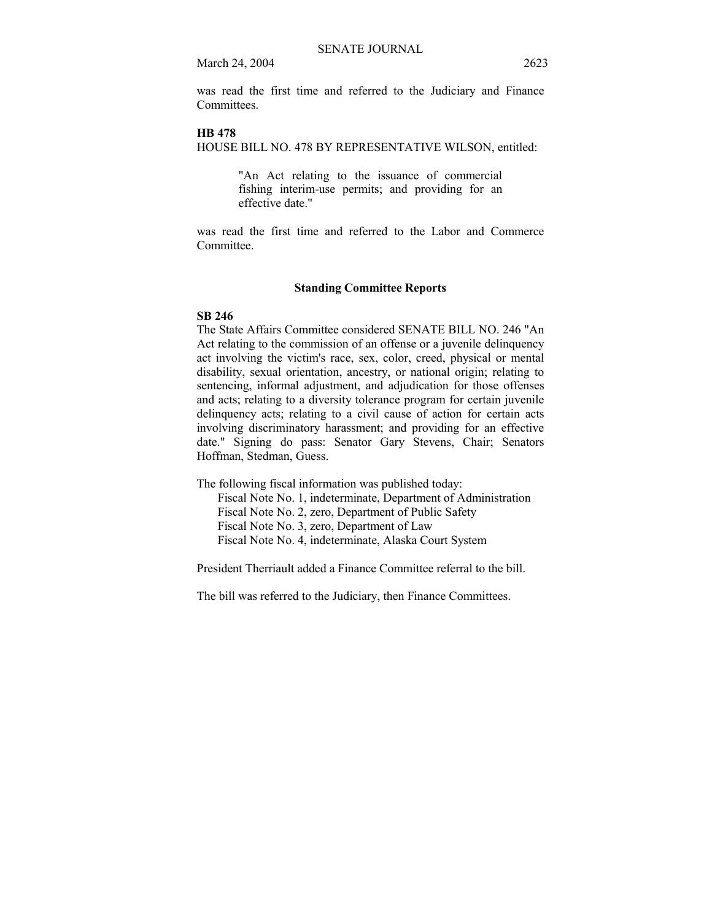was read the first time and referred to the Judiciary and Finance Committees.

**HB 478**

HOUSE BILL NO. 478 BY REPRESENTATIVE WILSON, entitled:

> "An Act relating to the issuance of commercial fishing interim-use permits; and providing for an effective date."

was read the first time and referred to the Labor and Commerce Committee.

## Standing Committee Reports

**SB 246**

The State Affairs Committee considered SENATE BILL NO. 246 "An Act relating to the commission of an offense or a juvenile delinquency act involving the victim's race, sex, color, creed, physical or mental disability, sexual orientation, ancestry, or national origin; relating to sentencing, informal adjustment, and adjudication for those offenses and acts; relating to a diversity tolerance program for certain juvenile delinquency acts; relating to a civil cause of action for certain acts involving discriminatory harassment; and providing for an effective date." Signing do pass: Senator Gary Stevens, Chair; Senators Hoffman, Stedman, Guess.

The following fiscal information was published today:

- Fiscal Note No. 1, indeterminate, Department of Administration
- Fiscal Note No. 2, zero, Department of Public Safety
- Fiscal Note No. 3, zero, Department of Law
- Fiscal Note No. 4, indeterminate, Alaska Court System

President Therriault added a Finance Committee referral to the bill.

The bill was referred to the Judiciary, then Finance Committees.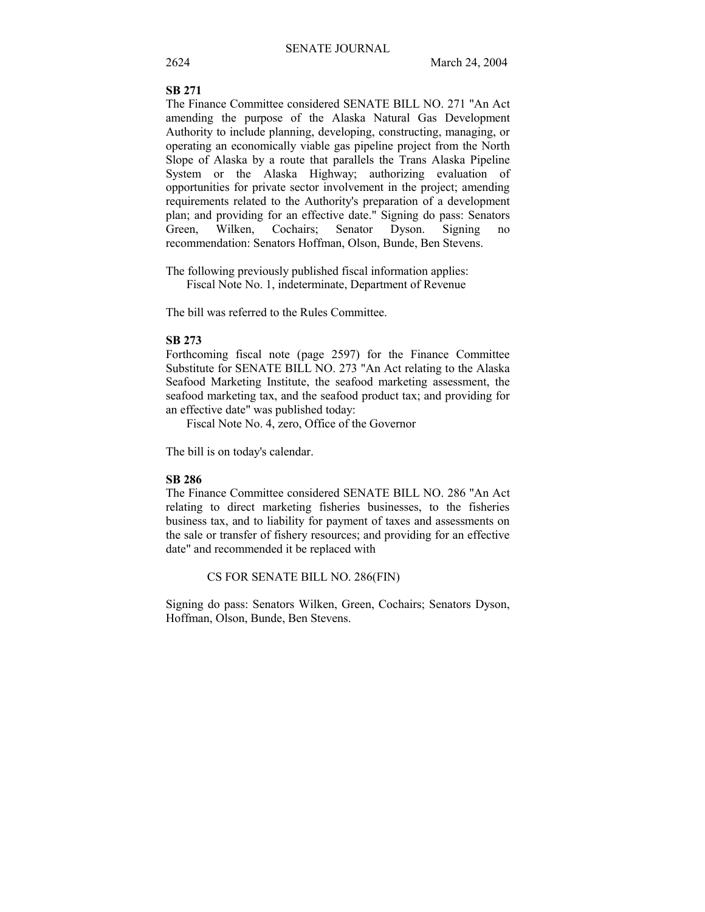**SB 271**

The Finance Committee considered SENATE BILL NO. 271 "An Act amending the purpose of the Alaska Natural Gas Development Authority to include planning, developing, constructing, managing, or operating an economically viable gas pipeline project from the North Slope of Alaska by a route that parallels the Trans Alaska Pipeline System or the Alaska Highway; authorizing evaluation of opportunities for private sector involvement in the project; amending requirements related to the Authority's preparation of a development plan; and providing for an effective date." Signing do pass: Senators Green, Wilken, Cochairs; Senator Dyson. Signing no recommendation: Senators Hoffman, Olson, Bunde, Ben Stevens.

The following previously published fiscal information applies:

Fiscal Note No. 1, indeterminate, Department of Revenue

The bill was referred to the Rules Committee.

**SB 273**

Forthcoming fiscal note (page 2597) for the Finance Committee Substitute for SENATE BILL NO. 273 "An Act relating to the Alaska Seafood Marketing Institute, the seafood marketing assessment, the seafood marketing tax, and the seafood product tax; and providing for an effective date" was published today:

Fiscal Note No. 4, zero, Office of the Governor

The bill is on today's calendar.

**SB 286**

The Finance Committee considered SENATE BILL NO. 286 "An Act relating to direct marketing fisheries businesses, to the fisheries business tax, and to liability for payment of taxes and assessments on the sale or transfer of fishery resources; and providing for an effective date" and recommended it be replaced with

CS FOR SENATE BILL NO. 286(FIN)

Signing do pass: Senators Wilken, Green, Cochairs; Senators Dyson, Hoffman, Olson, Bunde, Ben Stevens.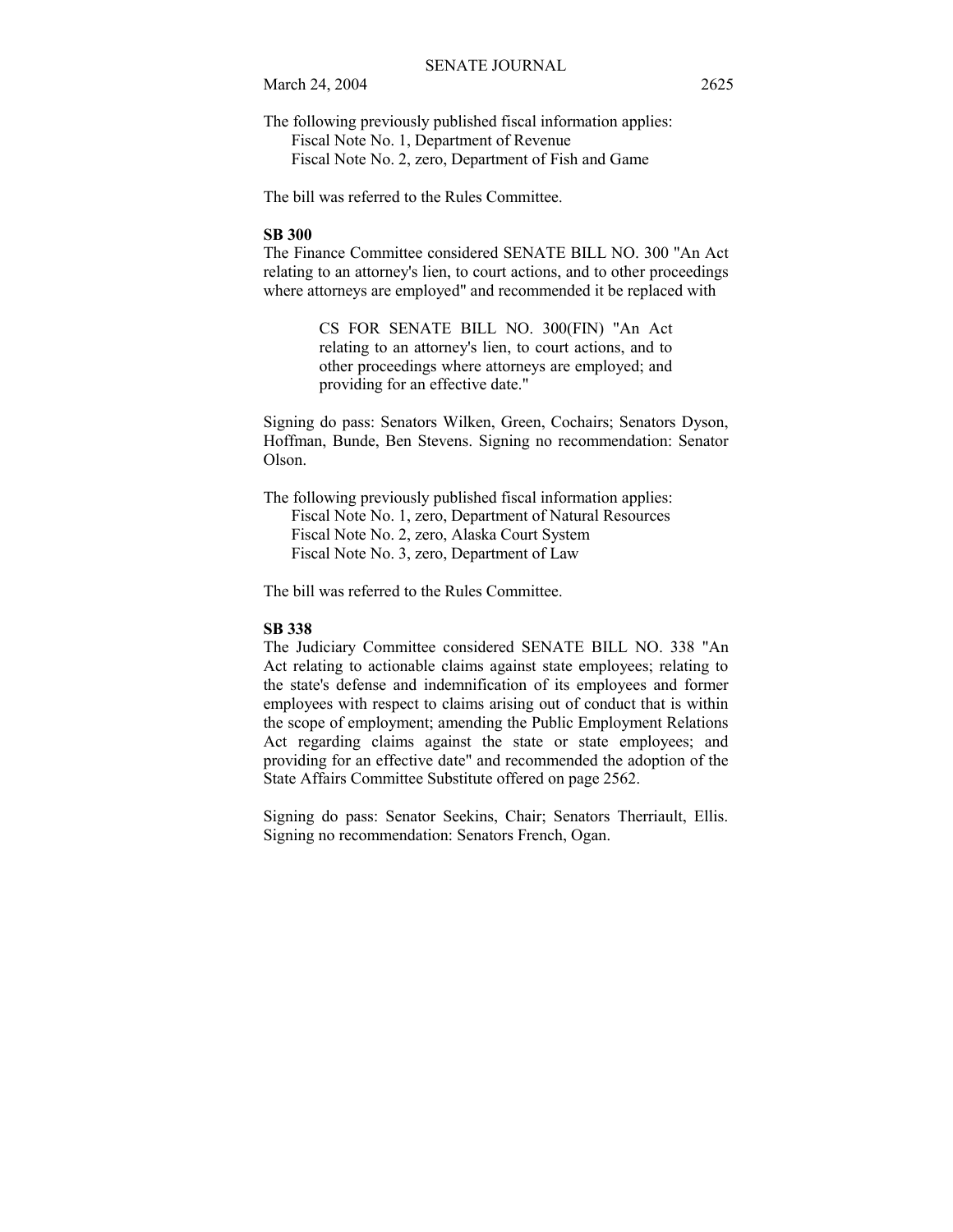The following previously published fiscal information applies:
Fiscal Note No. 1, Department of Revenue
Fiscal Note No. 2, zero, Department of Fish and Game

The bill was referred to the Rules Committee.

**SB 300**

The Finance Committee considered SENATE BILL NO. 300 "An Act relating to an attorney's lien, to court actions, and to other proceedings where attorneys are employed" and recommended it be replaced with

> CS FOR SENATE BILL NO. 300(FIN) "An Act relating to an attorney's lien, to court actions, and to other proceedings where attorneys are employed; and providing for an effective date."

Signing do pass: Senators Wilken, Green, Cochairs; Senators Dyson, Hoffman, Bunde, Ben Stevens. Signing no recommendation: Senator Olson.

The following previously published fiscal information applies:
Fiscal Note No. 1, zero, Department of Natural Resources
Fiscal Note No. 2, zero, Alaska Court System
Fiscal Note No. 3, zero, Department of Law

The bill was referred to the Rules Committee.

**SB 338**

The Judiciary Committee considered SENATE BILL NO. 338 "An Act relating to actionable claims against state employees; relating to the state's defense and indemnification of its employees and former employees with respect to claims arising out of conduct that is within the scope of employment; amending the Public Employment Relations Act regarding claims against the state or state employees; and providing for an effective date" and recommended the adoption of the State Affairs Committee Substitute offered on page 2562.

Signing do pass: Senator Seekins, Chair; Senators Therriault, Ellis. Signing no recommendation: Senators French, Ogan.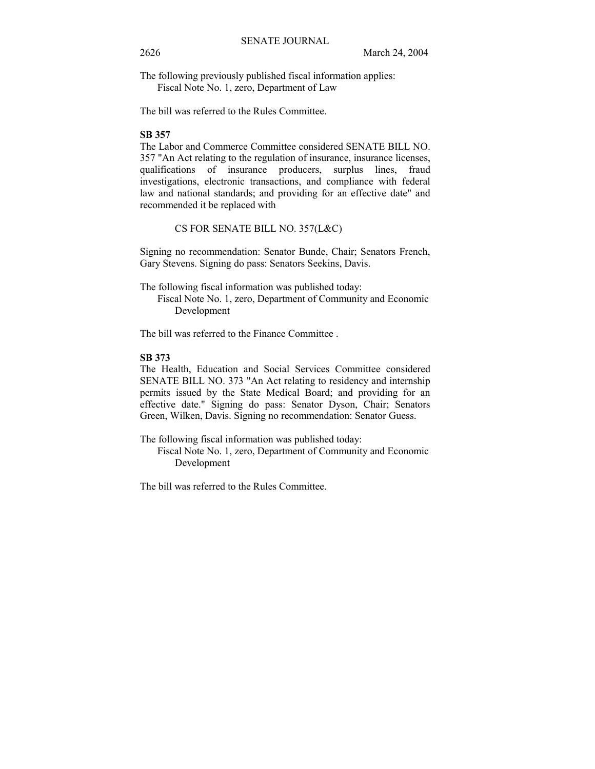The following previously published fiscal information applies:
Fiscal Note No. 1, zero, Department of Law

The bill was referred to the Rules Committee.

**SB 357**

The Labor and Commerce Committee considered SENATE BILL NO. 357 "An Act relating to the regulation of insurance, insurance licenses, qualifications of insurance producers, surplus lines, fraud investigations, electronic transactions, and compliance with federal law and national standards; and providing for an effective date" and recommended it be replaced with

CS FOR SENATE BILL NO. 357(L&C)

Signing no recommendation: Senator Bunde, Chair; Senators French, Gary Stevens. Signing do pass: Senators Seekins, Davis.

The following fiscal information was published today:
Fiscal Note No. 1, zero, Department of Community and Economic Development

The bill was referred to the Finance Committee .

**SB 373**

The Health, Education and Social Services Committee considered SENATE BILL NO. 373 "An Act relating to residency and internship permits issued by the State Medical Board; and providing for an effective date." Signing do pass: Senator Dyson, Chair; Senators Green, Wilken, Davis. Signing no recommendation: Senator Guess.

The following fiscal information was published today:
Fiscal Note No. 1, zero, Department of Community and Economic Development

The bill was referred to the Rules Committee.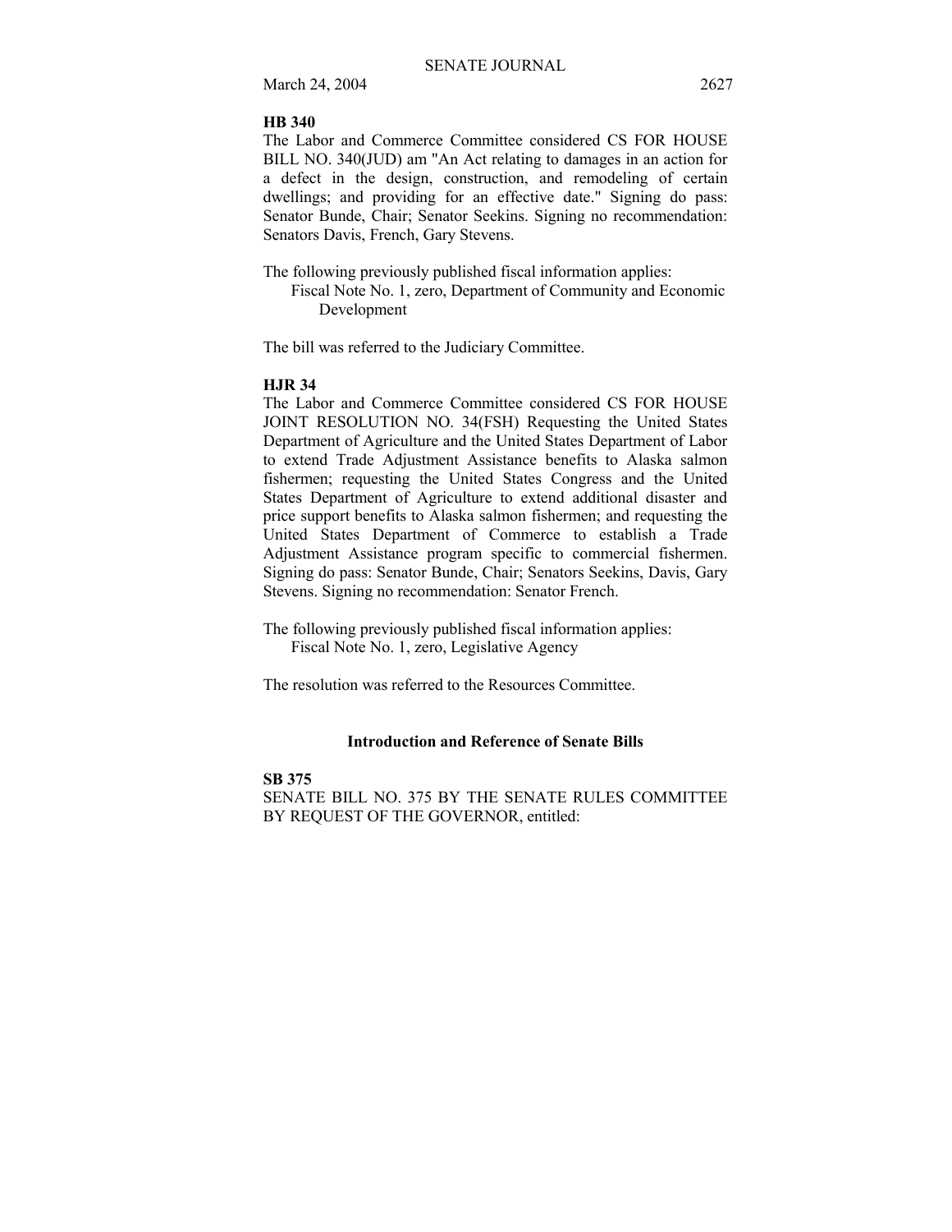**HB 340**

The Labor and Commerce Committee considered CS FOR HOUSE BILL NO. 340(JUD) am "An Act relating to damages in an action for a defect in the design, construction, and remodeling of certain dwellings; and providing for an effective date." Signing do pass: Senator Bunde, Chair; Senator Seekins. Signing no recommendation: Senators Davis, French, Gary Stevens.

The following previously published fiscal information applies:
Fiscal Note No. 1, zero, Department of Community and Economic Development

The bill was referred to the Judiciary Committee.

**HJR 34**

The Labor and Commerce Committee considered CS FOR HOUSE JOINT RESOLUTION NO. 34(FSH) Requesting the United States Department of Agriculture and the United States Department of Labor to extend Trade Adjustment Assistance benefits to Alaska salmon fishermen; requesting the United States Congress and the United States Department of Agriculture to extend additional disaster and price support benefits to Alaska salmon fishermen; and requesting the United States Department of Commerce to establish a Trade Adjustment Assistance program specific to commercial fishermen. Signing do pass: Senator Bunde, Chair; Senators Seekins, Davis, Gary Stevens. Signing no recommendation: Senator French.

The following previously published fiscal information applies:
Fiscal Note No. 1, zero, Legislative Agency

The resolution was referred to the Resources Committee.

## Introduction and Reference of Senate Bills

**SB 375**

SENATE BILL NO. 375 BY THE SENATE RULES COMMITTEE BY REQUEST OF THE GOVERNOR, entitled: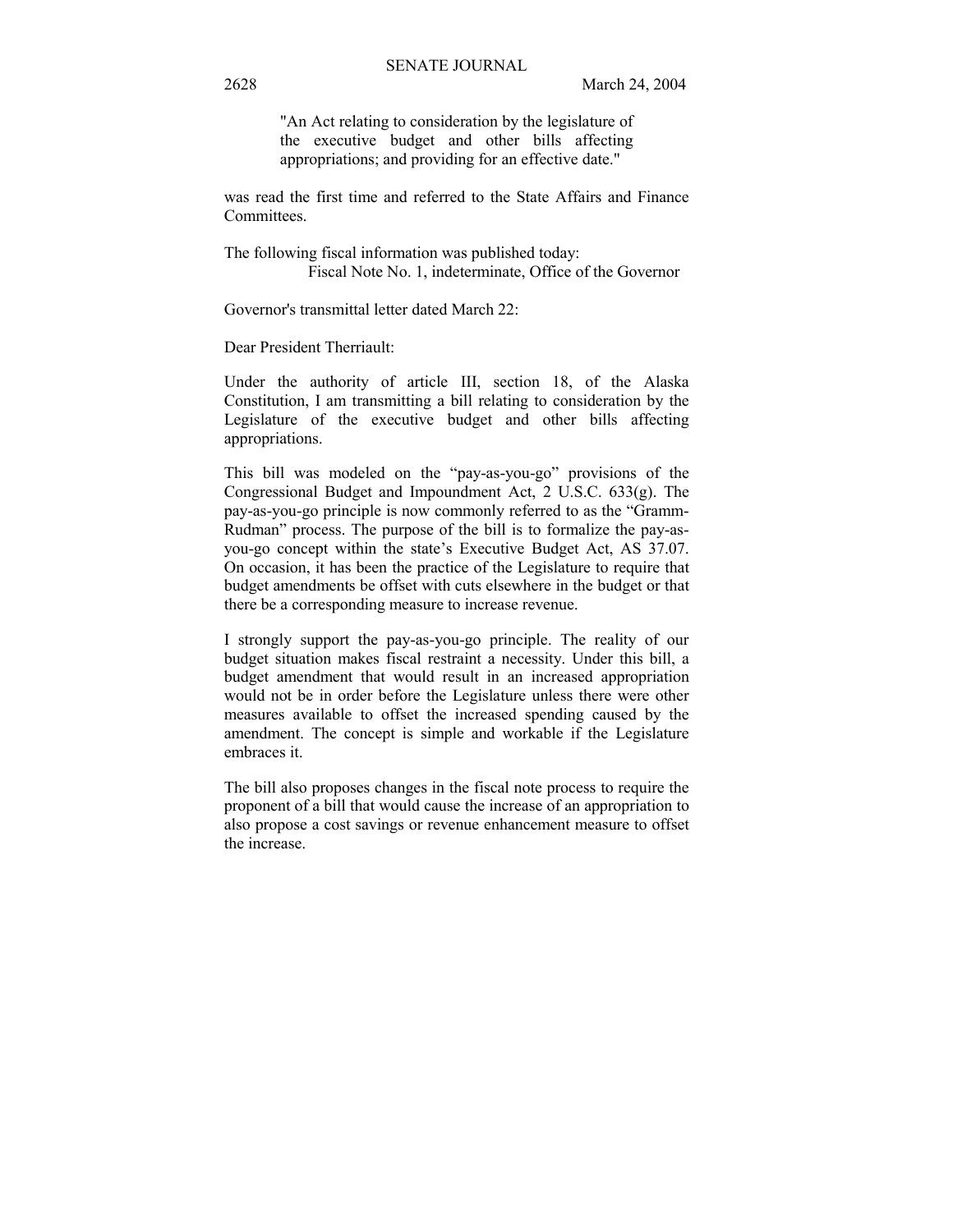"An Act relating to consideration by the legislature of the executive budget and other bills affecting appropriations; and providing for an effective date."

was read the first time and referred to the State Affairs and Finance Committees.

The following fiscal information was published today:
Fiscal Note No. 1, indeterminate, Office of the Governor

Governor's transmittal letter dated March 22:

Dear President Therriault:

Under the authority of article III, section 18, of the Alaska Constitution, I am transmitting a bill relating to consideration by the Legislature of the executive budget and other bills affecting appropriations.

This bill was modeled on the "pay-as-you-go" provisions of the Congressional Budget and Impoundment Act, 2 U.S.C. 633(g). The pay-as-you-go principle is now commonly referred to as the "Gramm-Rudman" process. The purpose of the bill is to formalize the pay-as-you-go concept within the state's Executive Budget Act, AS 37.07. On occasion, it has been the practice of the Legislature to require that budget amendments be offset with cuts elsewhere in the budget or that there be a corresponding measure to increase revenue.

I strongly support the pay-as-you-go principle. The reality of our budget situation makes fiscal restraint a necessity. Under this bill, a budget amendment that would result in an increased appropriation would not be in order before the Legislature unless there were other measures available to offset the increased spending caused by the amendment. The concept is simple and workable if the Legislature embraces it.

The bill also proposes changes in the fiscal note process to require the proponent of a bill that would cause the increase of an appropriation to also propose a cost savings or revenue enhancement measure to offset the increase.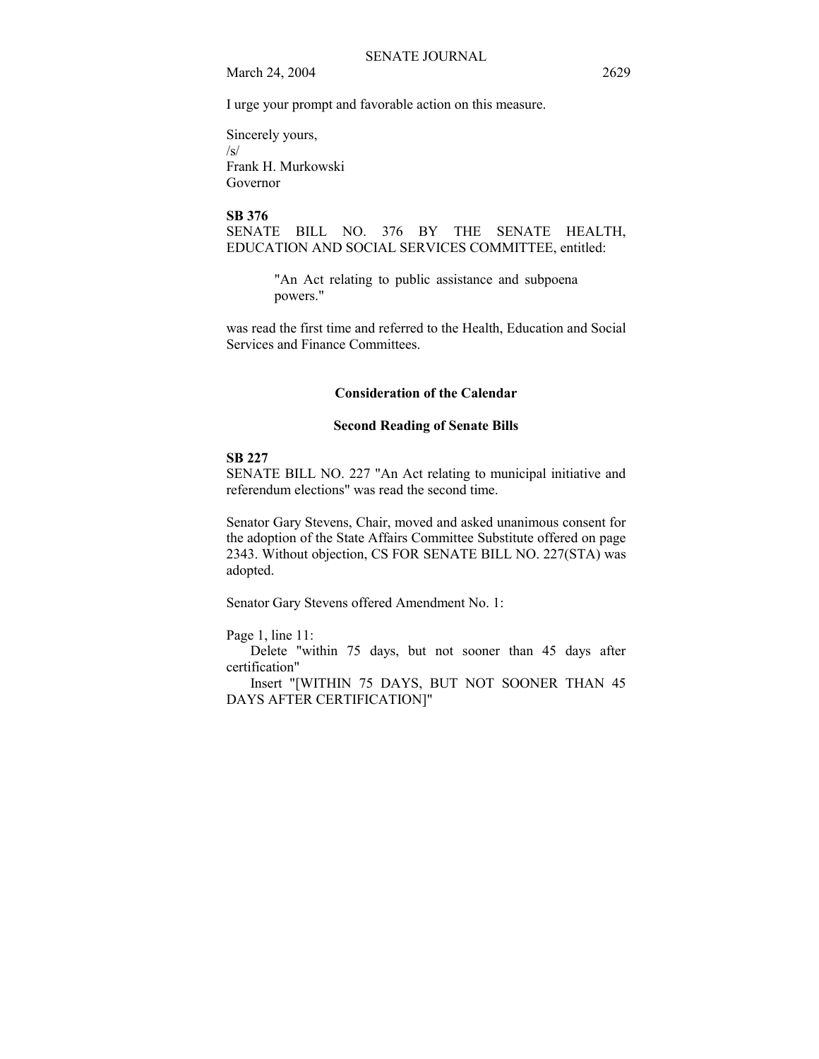I urge your prompt and favorable action on this measure.

Sincerely yours,
/s/
Frank H. Murkowski
Governor

**SB 376**

SENATE BILL NO. 376 BY THE SENATE HEALTH, EDUCATION AND SOCIAL SERVICES COMMITTEE, entitled:

> "An Act relating to public assistance and subpoena powers."

was read the first time and referred to the Health, Education and Social Services and Finance Committees.

## Consideration of the Calendar

### Second Reading of Senate Bills

**SB 227**

SENATE BILL NO. 227 "An Act relating to municipal initiative and referendum elections" was read the second time.

Senator Gary Stevens, Chair, moved and asked unanimous consent for the adoption of the State Affairs Committee Substitute offered on page 2343. Without objection, CS FOR SENATE BILL NO. 227(STA) was adopted.

Senator Gary Stevens offered Amendment No. 1:

Page 1, line 11:

Delete "within 75 days, but not sooner than 45 days after certification"

Insert "[WITHIN 75 DAYS, BUT NOT SOONER THAN 45 DAYS AFTER CERTIFICATION]"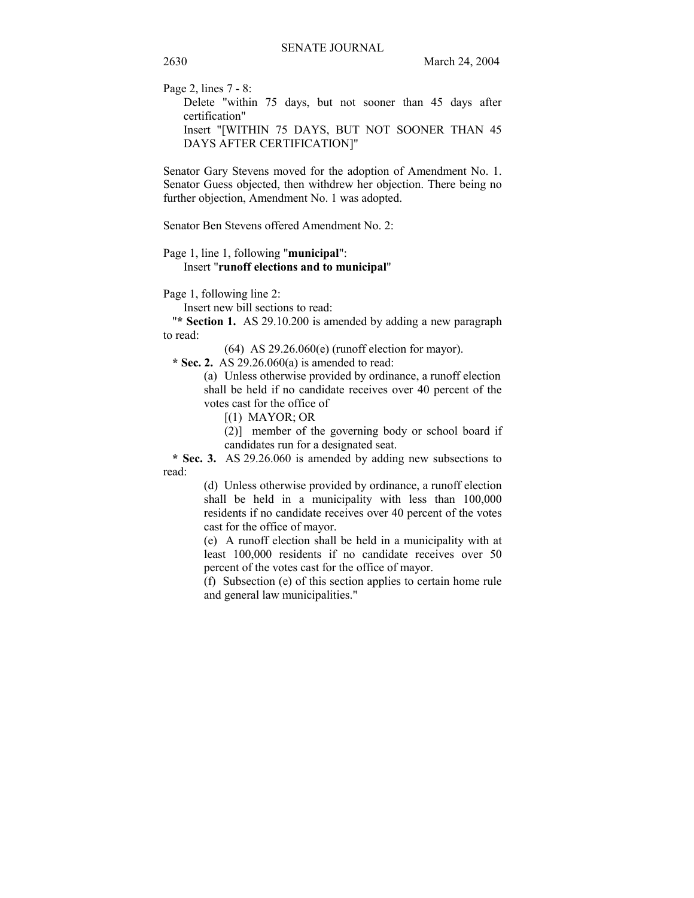Page 2, lines 7 - 8:

Delete "within 75 days, but not sooner than 45 days after certification"

Insert "[WITHIN 75 DAYS, BUT NOT SOONER THAN 45 DAYS AFTER CERTIFICATION]"

Senator Gary Stevens moved for the adoption of Amendment No. 1. Senator Guess objected, then withdrew her objection. There being no further objection, Amendment No. 1 was adopted.

Senator Ben Stevens offered Amendment No. 2:

Page 1, line 1, following "**municipal**":

Insert "**runoff elections and to municipal**"

Page 1, following line 2:

Insert new bill sections to read:

"**\* Section 1.** AS 29.10.200 is amended by adding a new paragraph to read:

(64) AS 29.26.060(e) (runoff election for mayor).

**\* Sec. 2.** AS 29.26.060(a) is amended to read:

(a) Unless otherwise provided by ordinance, a runoff election shall be held if no candidate receives over 40 percent of the votes cast for the office of

[(1) MAYOR; OR

(2)] member of the governing body or school board if candidates run for a designated seat.

**\* Sec. 3.** AS 29.26.060 is amended by adding new subsections to read:

(d) Unless otherwise provided by ordinance, a runoff election shall be held in a municipality with less than 100,000 residents if no candidate receives over 40 percent of the votes cast for the office of mayor.

(e) A runoff election shall be held in a municipality with at least 100,000 residents if no candidate receives over 50 percent of the votes cast for the office of mayor.

(f) Subsection (e) of this section applies to certain home rule and general law municipalities."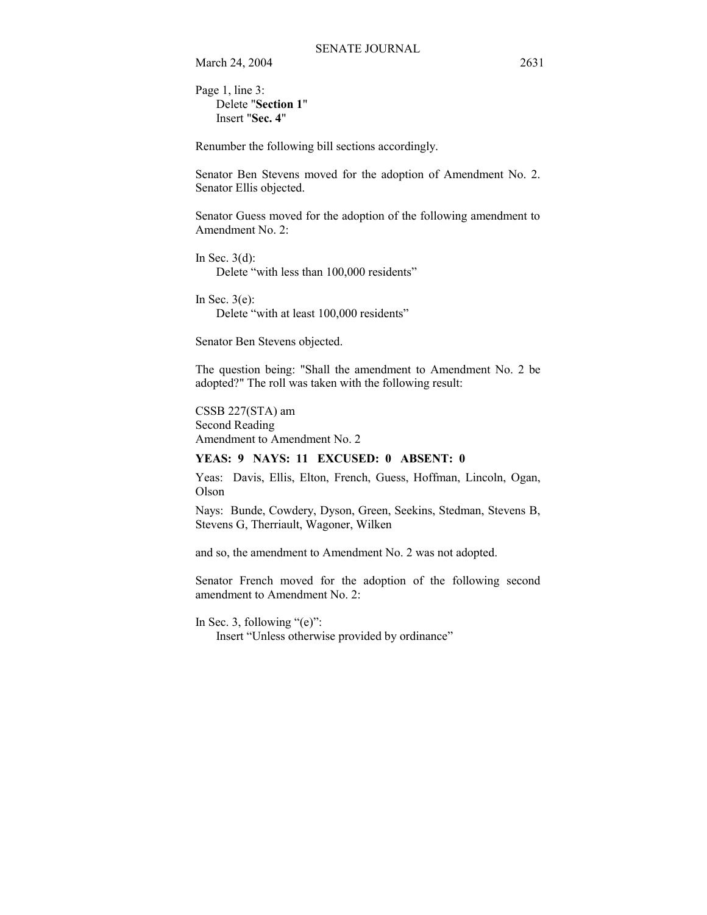Page 1, line 3:
  Delete "**Section 1**"
  Insert "**Sec. 4**"

Renumber the following bill sections accordingly.

Senator Ben Stevens moved for the adoption of Amendment No. 2. Senator Ellis objected.

Senator Guess moved for the adoption of the following amendment to Amendment No. 2:

In Sec. 3(d):
  Delete "with less than 100,000 residents"

In Sec. 3(e):
  Delete "with at least 100,000 residents"

Senator Ben Stevens objected.

The question being: "Shall the amendment to Amendment No. 2 be adopted?" The roll was taken with the following result:

CSSB 227(STA) am
Second Reading
Amendment to Amendment No. 2

**YEAS: 9 NAYS: 11 EXCUSED: 0 ABSENT: 0**

Yeas: Davis, Ellis, Elton, French, Guess, Hoffman, Lincoln, Ogan, Olson

Nays: Bunde, Cowdery, Dyson, Green, Seekins, Stedman, Stevens B, Stevens G, Therriault, Wagoner, Wilken

and so, the amendment to Amendment No. 2 was not adopted.

Senator French moved for the adoption of the following second amendment to Amendment No. 2:

In Sec. 3, following "(e)":
  Insert "Unless otherwise provided by ordinance"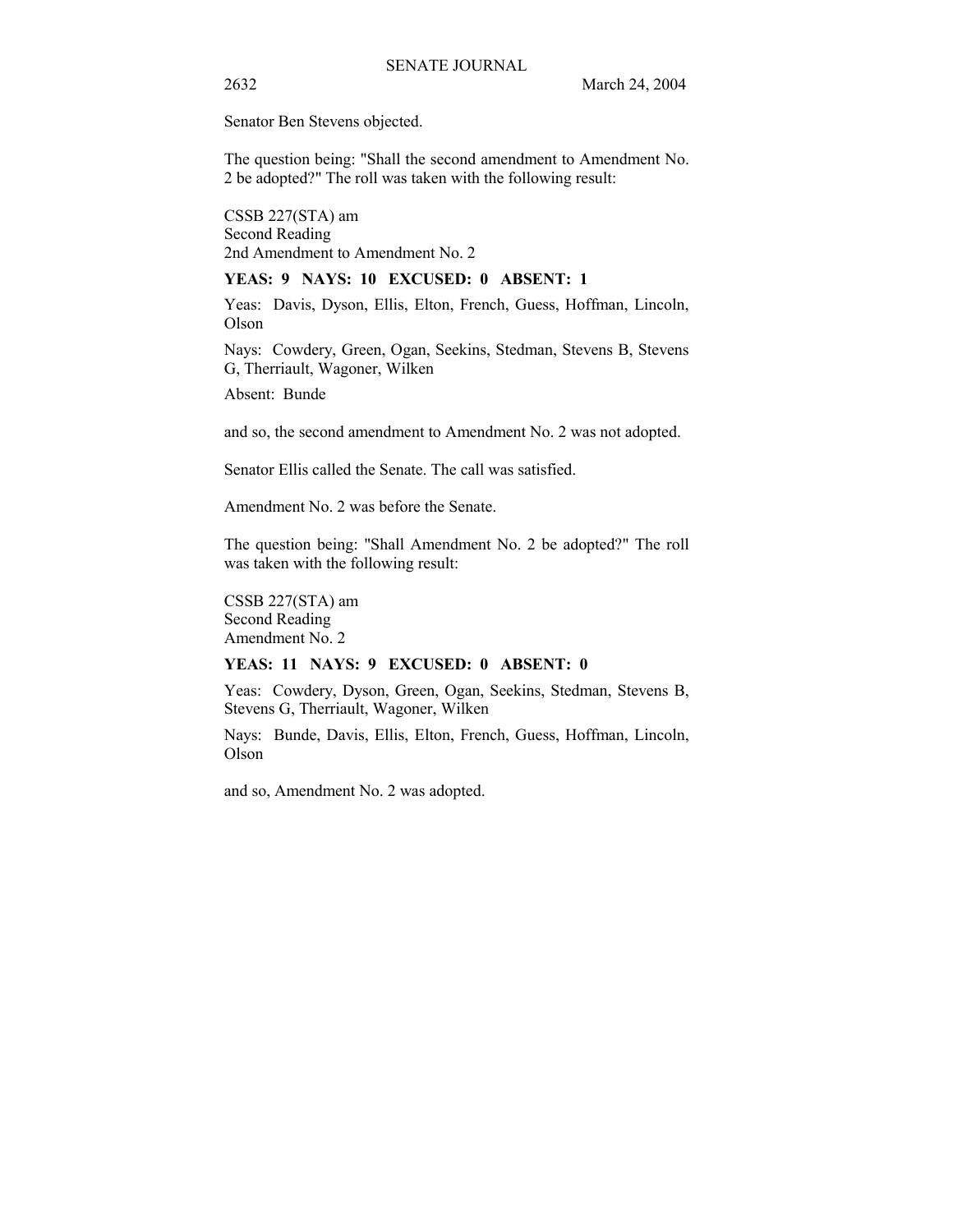Senator Ben Stevens objected.

The question being: "Shall the second amendment to Amendment No. 2 be adopted?" The roll was taken with the following result:

CSSB 227(STA) am
Second Reading
2nd Amendment to Amendment No. 2

**YEAS: 9 NAYS: 10 EXCUSED: 0 ABSENT: 1**

Yeas: Davis, Dyson, Ellis, Elton, French, Guess, Hoffman, Lincoln, Olson

Nays: Cowdery, Green, Ogan, Seekins, Stedman, Stevens B, Stevens G, Therriault, Wagoner, Wilken

Absent: Bunde

and so, the second amendment to Amendment No. 2 was not adopted.

Senator Ellis called the Senate. The call was satisfied.

Amendment No. 2 was before the Senate.

The question being: "Shall Amendment No. 2 be adopted?" The roll was taken with the following result:

CSSB 227(STA) am
Second Reading
Amendment No. 2

**YEAS: 11 NAYS: 9 EXCUSED: 0 ABSENT: 0**

Yeas: Cowdery, Dyson, Green, Ogan, Seekins, Stedman, Stevens B, Stevens G, Therriault, Wagoner, Wilken

Nays: Bunde, Davis, Ellis, Elton, French, Guess, Hoffman, Lincoln, Olson

and so, Amendment No. 2 was adopted.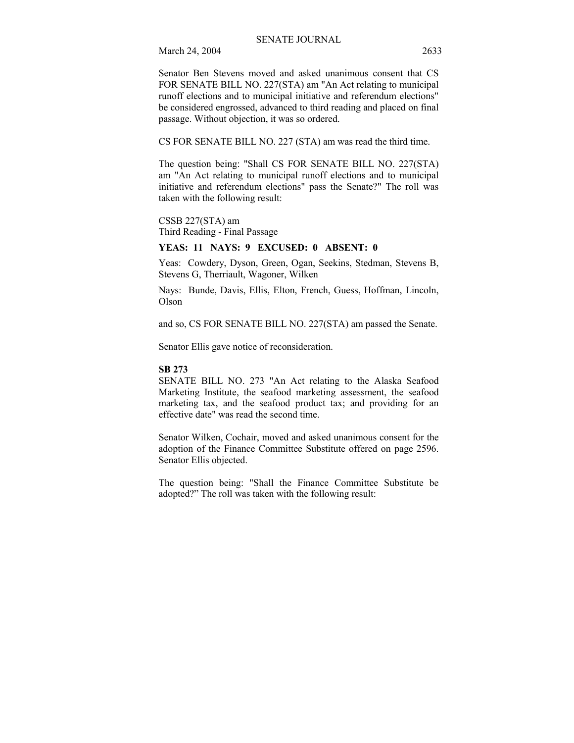Senator Ben Stevens moved and asked unanimous consent that CS FOR SENATE BILL NO. 227(STA) am "An Act relating to municipal runoff elections and to municipal initiative and referendum elections" be considered engrossed, advanced to third reading and placed on final passage. Without objection, it was so ordered.

CS FOR SENATE BILL NO. 227 (STA) am was read the third time.

The question being: "Shall CS FOR SENATE BILL NO. 227(STA) am "An Act relating to municipal runoff elections and to municipal initiative and referendum elections" pass the Senate?" The roll was taken with the following result:

CSSB 227(STA) am
Third Reading - Final Passage

**YEAS: 11 NAYS: 9 EXCUSED: 0 ABSENT: 0**

Yeas: Cowdery, Dyson, Green, Ogan, Seekins, Stedman, Stevens B, Stevens G, Therriault, Wagoner, Wilken

Nays: Bunde, Davis, Ellis, Elton, French, Guess, Hoffman, Lincoln, Olson

and so, CS FOR SENATE BILL NO. 227(STA) am passed the Senate.

Senator Ellis gave notice of reconsideration.

**SB 273**

SENATE BILL NO. 273 "An Act relating to the Alaska Seafood Marketing Institute, the seafood marketing assessment, the seafood marketing tax, and the seafood product tax; and providing for an effective date" was read the second time.

Senator Wilken, Cochair, moved and asked unanimous consent for the adoption of the Finance Committee Substitute offered on page 2596. Senator Ellis objected.

The question being: "Shall the Finance Committee Substitute be adopted?" The roll was taken with the following result: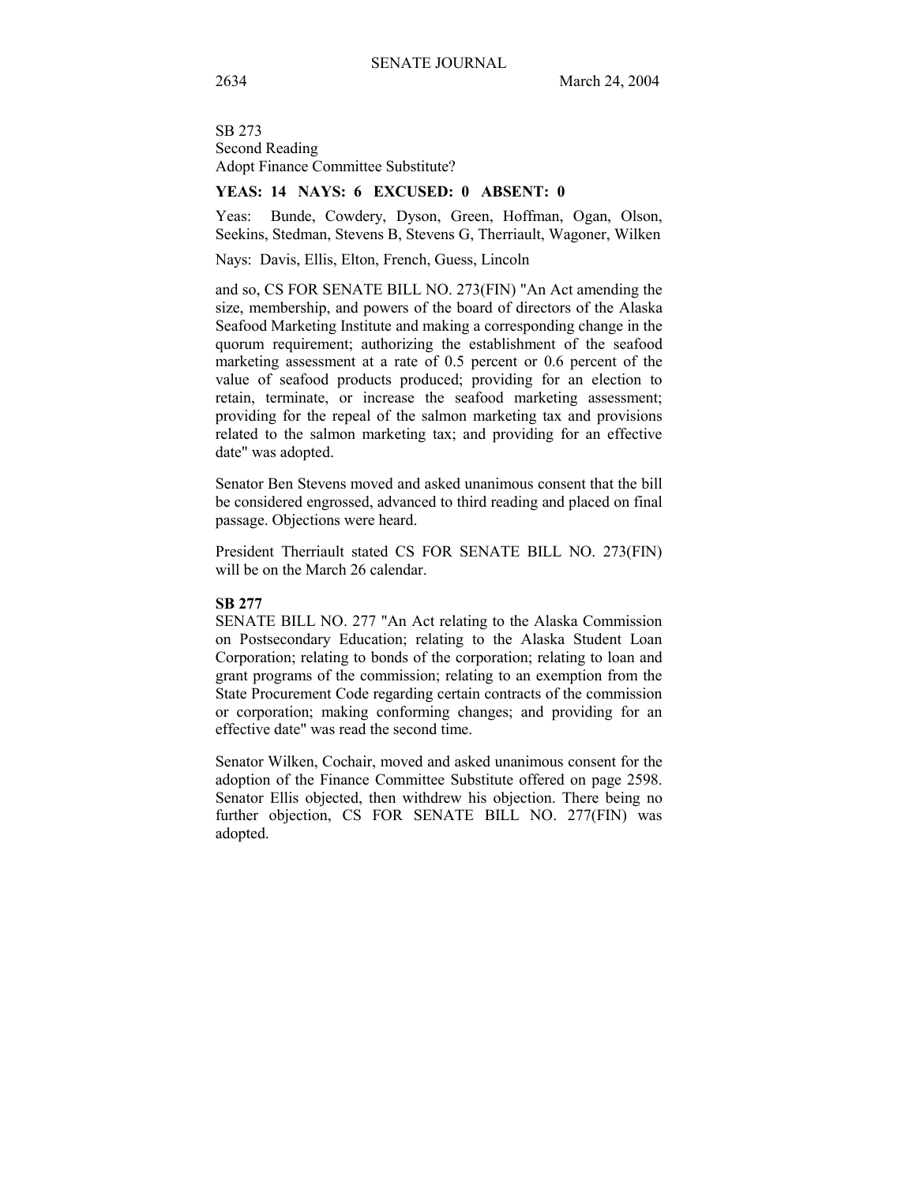SB 273
Second Reading
Adopt Finance Committee Substitute?

**YEAS: 14 NAYS: 6 EXCUSED: 0 ABSENT: 0**

Yeas: Bunde, Cowdery, Dyson, Green, Hoffman, Ogan, Olson, Seekins, Stedman, Stevens B, Stevens G, Therriault, Wagoner, Wilken

Nays: Davis, Ellis, Elton, French, Guess, Lincoln

and so, CS FOR SENATE BILL NO. 273(FIN) "An Act amending the size, membership, and powers of the board of directors of the Alaska Seafood Marketing Institute and making a corresponding change in the quorum requirement; authorizing the establishment of the seafood marketing assessment at a rate of 0.5 percent or 0.6 percent of the value of seafood products produced; providing for an election to retain, terminate, or increase the seafood marketing assessment; providing for the repeal of the salmon marketing tax and provisions related to the salmon marketing tax; and providing for an effective date" was adopted.

Senator Ben Stevens moved and asked unanimous consent that the bill be considered engrossed, advanced to third reading and placed on final passage. Objections were heard.

President Therriault stated CS FOR SENATE BILL NO. 273(FIN) will be on the March 26 calendar.

**SB 277**

SENATE BILL NO. 277 "An Act relating to the Alaska Commission on Postsecondary Education; relating to the Alaska Student Loan Corporation; relating to bonds of the corporation; relating to loan and grant programs of the commission; relating to an exemption from the State Procurement Code regarding certain contracts of the commission or corporation; making conforming changes; and providing for an effective date" was read the second time.

Senator Wilken, Cochair, moved and asked unanimous consent for the adoption of the Finance Committee Substitute offered on page 2598. Senator Ellis objected, then withdrew his objection. There being no further objection, CS FOR SENATE BILL NO. 277(FIN) was adopted.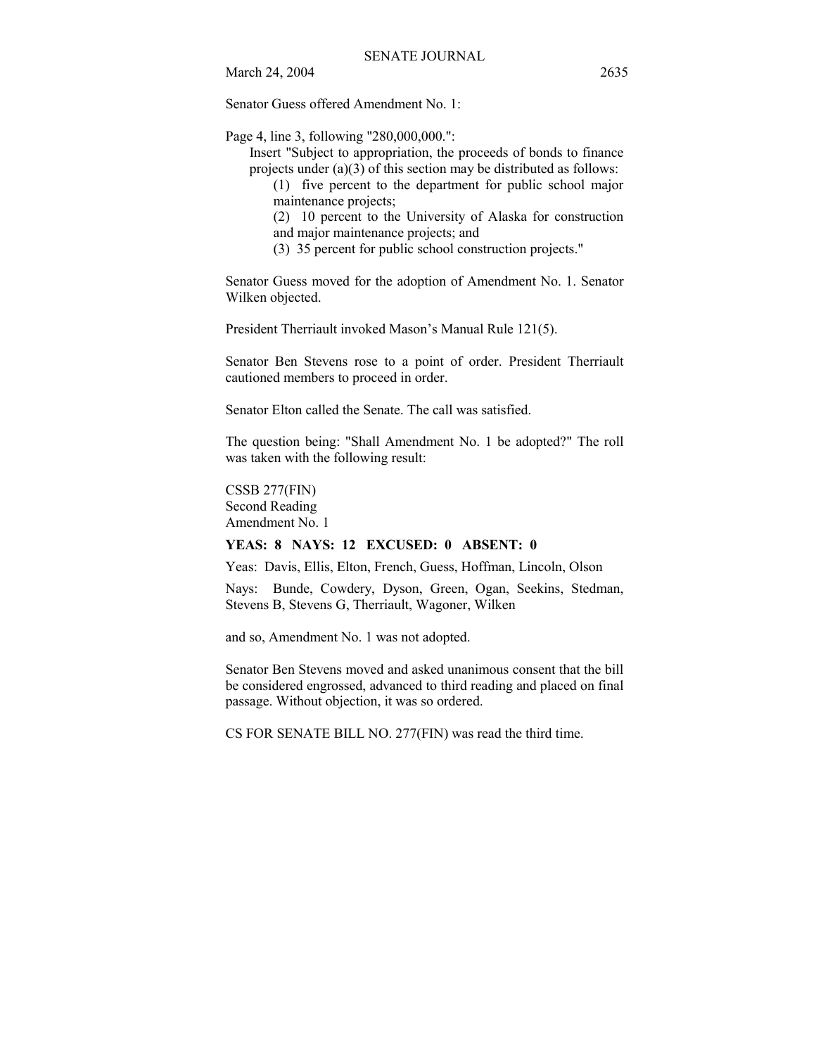Senator Guess offered Amendment No. 1:

Page 4, line 3, following "280,000,000.":

> Insert "Subject to appropriation, the proceeds of bonds to finance projects under (a)(3) of this section may be distributed as follows:
>
> (1) five percent to the department for public school major maintenance projects;
>
> (2) 10 percent to the University of Alaska for construction and major maintenance projects; and
>
> (3) 35 percent for public school construction projects."

Senator Guess moved for the adoption of Amendment No. 1. Senator Wilken objected.

President Therriault invoked Mason's Manual Rule 121(5).

Senator Ben Stevens rose to a point of order. President Therriault cautioned members to proceed in order.

Senator Elton called the Senate. The call was satisfied.

The question being: "Shall Amendment No. 1 be adopted?" The roll was taken with the following result:

CSSB 277(FIN)
Second Reading
Amendment No. 1

**YEAS: 8 NAYS: 12 EXCUSED: 0 ABSENT: 0**

Yeas: Davis, Ellis, Elton, French, Guess, Hoffman, Lincoln, Olson

Nays: Bunde, Cowdery, Dyson, Green, Ogan, Seekins, Stedman, Stevens B, Stevens G, Therriault, Wagoner, Wilken

and so, Amendment No. 1 was not adopted.

Senator Ben Stevens moved and asked unanimous consent that the bill be considered engrossed, advanced to third reading and placed on final passage. Without objection, it was so ordered.

CS FOR SENATE BILL NO. 277(FIN) was read the third time.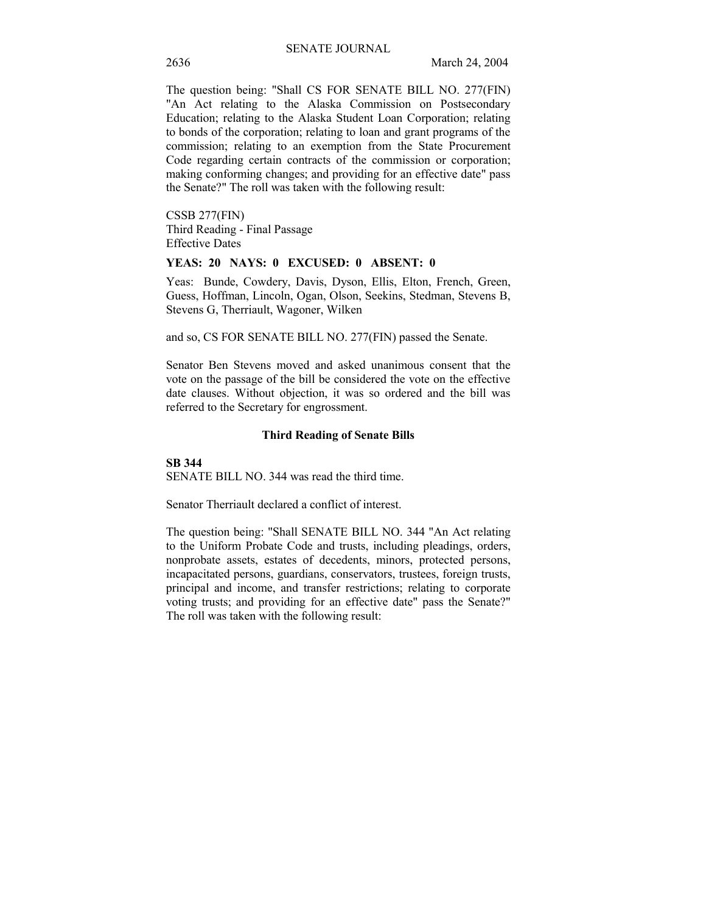The question being: "Shall CS FOR SENATE BILL NO. 277(FIN) "An Act relating to the Alaska Commission on Postsecondary Education; relating to the Alaska Student Loan Corporation; relating to bonds of the corporation; relating to loan and grant programs of the commission; relating to an exemption from the State Procurement Code regarding certain contracts of the commission or corporation; making conforming changes; and providing for an effective date" pass the Senate?" The roll was taken with the following result:

CSSB 277(FIN)
Third Reading - Final Passage
Effective Dates

**YEAS: 20 NAYS: 0 EXCUSED: 0 ABSENT: 0**

Yeas: Bunde, Cowdery, Davis, Dyson, Ellis, Elton, French, Green, Guess, Hoffman, Lincoln, Ogan, Olson, Seekins, Stedman, Stevens B, Stevens G, Therriault, Wagoner, Wilken

and so, CS FOR SENATE BILL NO. 277(FIN) passed the Senate.

Senator Ben Stevens moved and asked unanimous consent that the vote on the passage of the bill be considered the vote on the effective date clauses. Without objection, it was so ordered and the bill was referred to the Secretary for engrossment.

### Third Reading of Senate Bills

**SB 344**
SENATE BILL NO. 344 was read the third time.

Senator Therriault declared a conflict of interest.

The question being: "Shall SENATE BILL NO. 344 "An Act relating to the Uniform Probate Code and trusts, including pleadings, orders, nonprobate assets, estates of decedents, minors, protected persons, incapacitated persons, guardians, conservators, trustees, foreign trusts, principal and income, and transfer restrictions; relating to corporate voting trusts; and providing for an effective date" pass the Senate?" The roll was taken with the following result: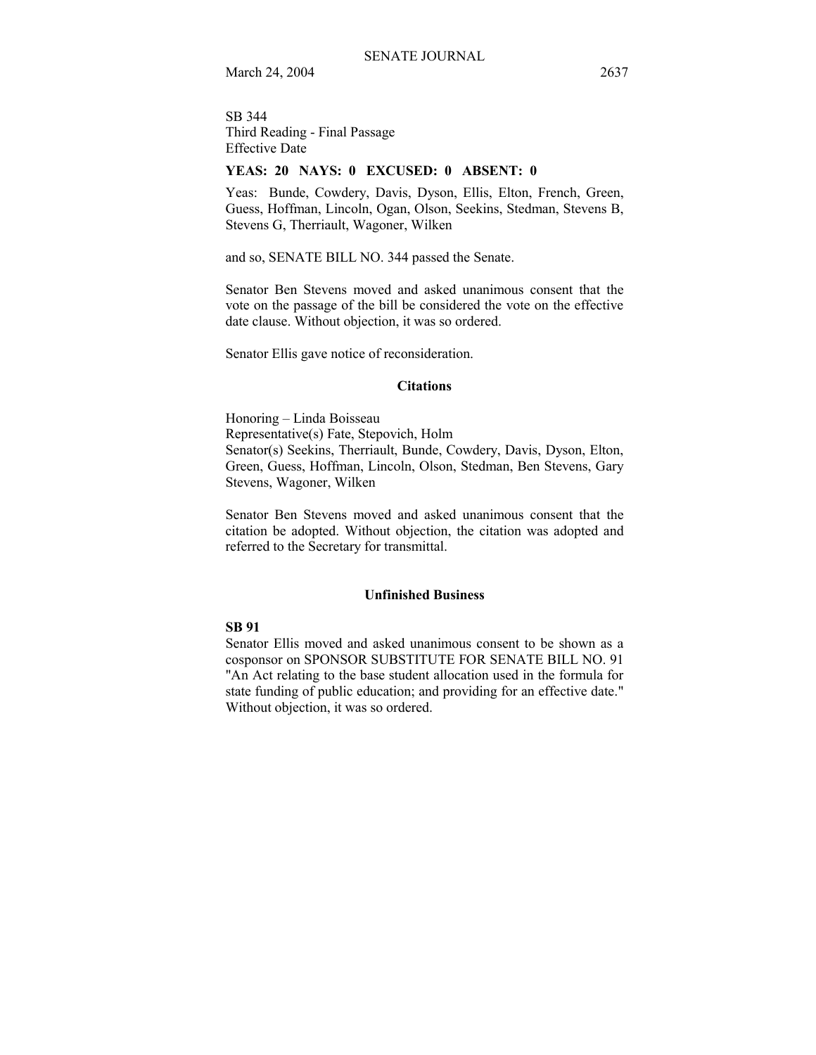SB 344
Third Reading - Final Passage
Effective Date

**YEAS: 20 NAYS: 0 EXCUSED: 0 ABSENT: 0**

Yeas: Bunde, Cowdery, Davis, Dyson, Ellis, Elton, French, Green, Guess, Hoffman, Lincoln, Ogan, Olson, Seekins, Stedman, Stevens B, Stevens G, Therriault, Wagoner, Wilken

and so, SENATE BILL NO. 344 passed the Senate.

Senator Ben Stevens moved and asked unanimous consent that the vote on the passage of the bill be considered the vote on the effective date clause. Without objection, it was so ordered.

Senator Ellis gave notice of reconsideration.

## Citations

Honoring – Linda Boisseau
Representative(s) Fate, Stepovich, Holm
Senator(s) Seekins, Therriault, Bunde, Cowdery, Davis, Dyson, Elton, Green, Guess, Hoffman, Lincoln, Olson, Stedman, Ben Stevens, Gary Stevens, Wagoner, Wilken

Senator Ben Stevens moved and asked unanimous consent that the citation be adopted. Without objection, the citation was adopted and referred to the Secretary for transmittal.

## Unfinished Business

**SB 91**
Senator Ellis moved and asked unanimous consent to be shown as a cosponsor on SPONSOR SUBSTITUTE FOR SENATE BILL NO. 91 "An Act relating to the base student allocation used in the formula for state funding of public education; and providing for an effective date." Without objection, it was so ordered.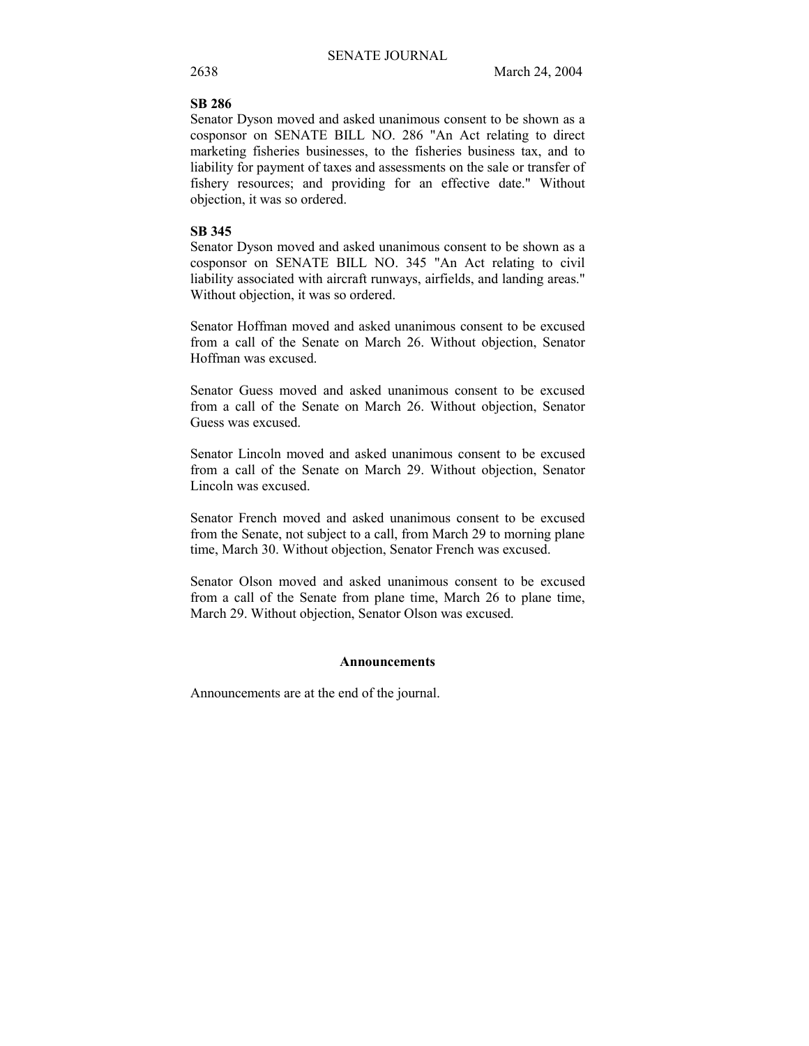**SB 286**

Senator Dyson moved and asked unanimous consent to be shown as a cosponsor on SENATE BILL NO. 286 "An Act relating to direct marketing fisheries businesses, to the fisheries business tax, and to liability for payment of taxes and assessments on the sale or transfer of fishery resources; and providing for an effective date." Without objection, it was so ordered.

**SB 345**

Senator Dyson moved and asked unanimous consent to be shown as a cosponsor on SENATE BILL NO. 345 "An Act relating to civil liability associated with aircraft runways, airfields, and landing areas." Without objection, it was so ordered.

Senator Hoffman moved and asked unanimous consent to be excused from a call of the Senate on March 26. Without objection, Senator Hoffman was excused.

Senator Guess moved and asked unanimous consent to be excused from a call of the Senate on March 26. Without objection, Senator Guess was excused.

Senator Lincoln moved and asked unanimous consent to be excused from a call of the Senate on March 29. Without objection, Senator Lincoln was excused.

Senator French moved and asked unanimous consent to be excused from the Senate, not subject to a call, from March 29 to morning plane time, March 30. Without objection, Senator French was excused.

Senator Olson moved and asked unanimous consent to be excused from a call of the Senate from plane time, March 26 to plane time, March 29. Without objection, Senator Olson was excused.

## Announcements

Announcements are at the end of the journal.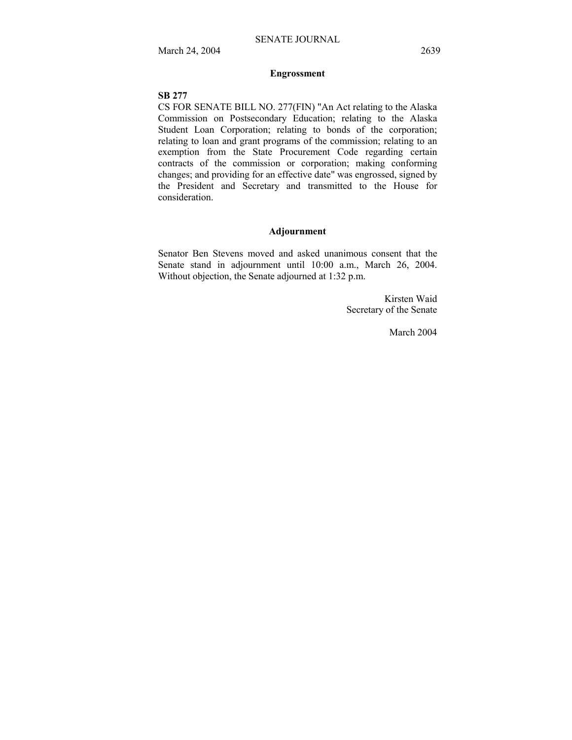## Engrossment

**SB 277**

CS FOR SENATE BILL NO. 277(FIN) "An Act relating to the Alaska Commission on Postsecondary Education; relating to the Alaska Student Loan Corporation; relating to bonds of the corporation; relating to loan and grant programs of the commission; relating to an exemption from the State Procurement Code regarding certain contracts of the commission or corporation; making conforming changes; and providing for an effective date" was engrossed, signed by the President and Secretary and transmitted to the House for consideration.

## Adjournment

Senator Ben Stevens moved and asked unanimous consent that the Senate stand in adjournment until 10:00 a.m., March 26, 2004. Without objection, the Senate adjourned at 1:32 p.m.

Kirsten Waid
Secretary of the Senate

March 2004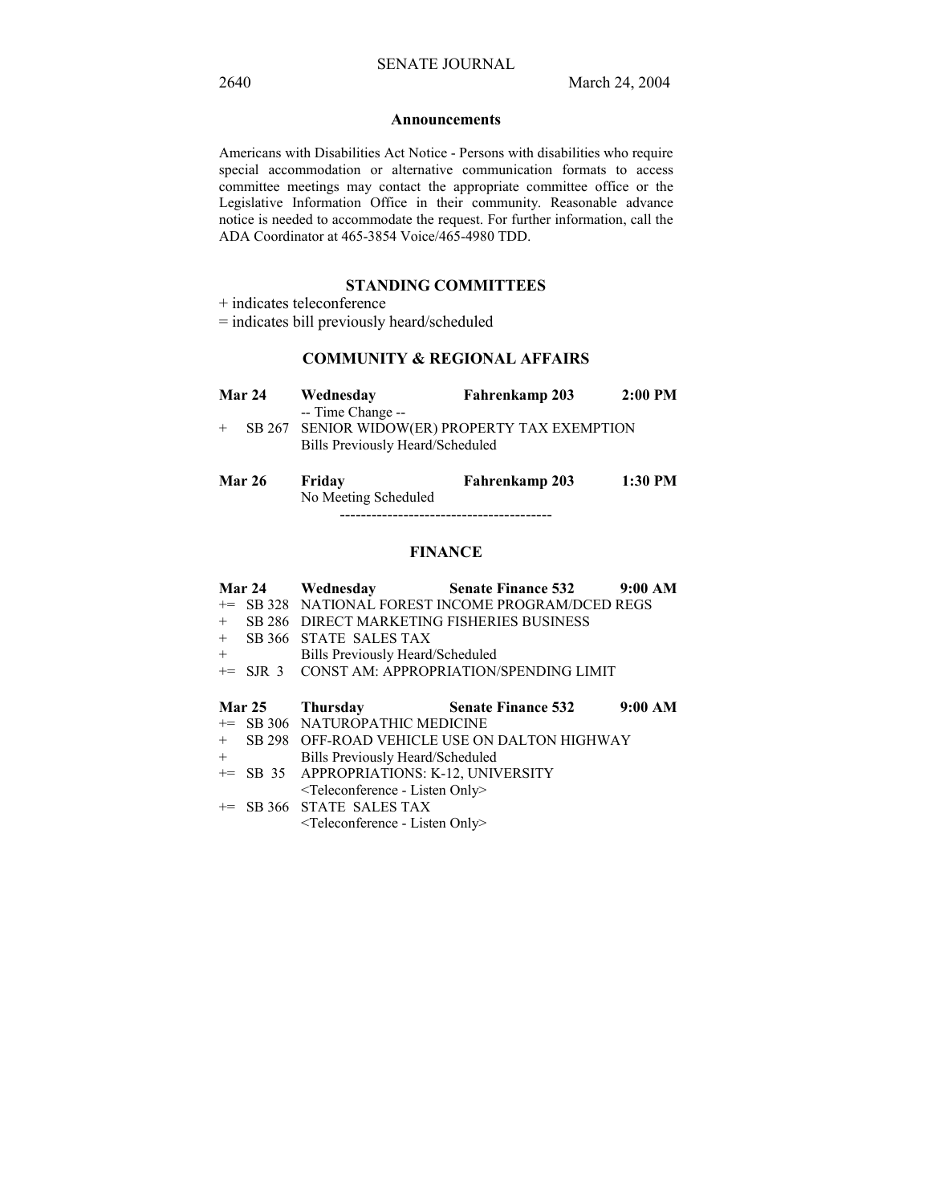### Announcements

Americans with Disabilities Act Notice - Persons with disabilities who require special accommodation or alternative communication formats to access committee meetings may contact the appropriate committee office or the Legislative Information Office in their community. Reasonable advance notice is needed to accommodate the request. For further information, call the ADA Coordinator at 465-3854 Voice/465-4980 TDD.

## STANDING COMMITTEES

+ indicates teleconference
= indicates bill previously heard/scheduled

### COMMUNITY & REGIONAL AFFAIRS

**Mar 24 Wednesday Fahrenkamp 203 2:00 PM**
-- Time Change --
+ SB 267 SENIOR WIDOW(ER) PROPERTY TAX EXEMPTION
Bills Previously Heard/Scheduled

**Mar 26 Friday Fahrenkamp 203 1:30 PM**
No Meeting Scheduled

----------------------------------------

### FINANCE

**Mar 24 Wednesday Senate Finance 532 9:00 AM**
+= SB 328 NATIONAL FOREST INCOME PROGRAM/DCED REGS
+ SB 286 DIRECT MARKETING FISHERIES BUSINESS
+ SB 366 STATE SALES TAX
+ Bills Previously Heard/Scheduled
+= SJR 3 CONST AM: APPROPRIATION/SPENDING LIMIT

**Mar 25 Thursday Senate Finance 532 9:00 AM**
+= SB 306 NATUROPATHIC MEDICINE
+ SB 298 OFF-ROAD VEHICLE USE ON DALTON HIGHWAY
+ Bills Previously Heard/Scheduled
+= SB 35 APPROPRIATIONS: K-12, UNIVERSITY
<Teleconference - Listen Only>
+= SB 366 STATE SALES TAX
<Teleconference - Listen Only>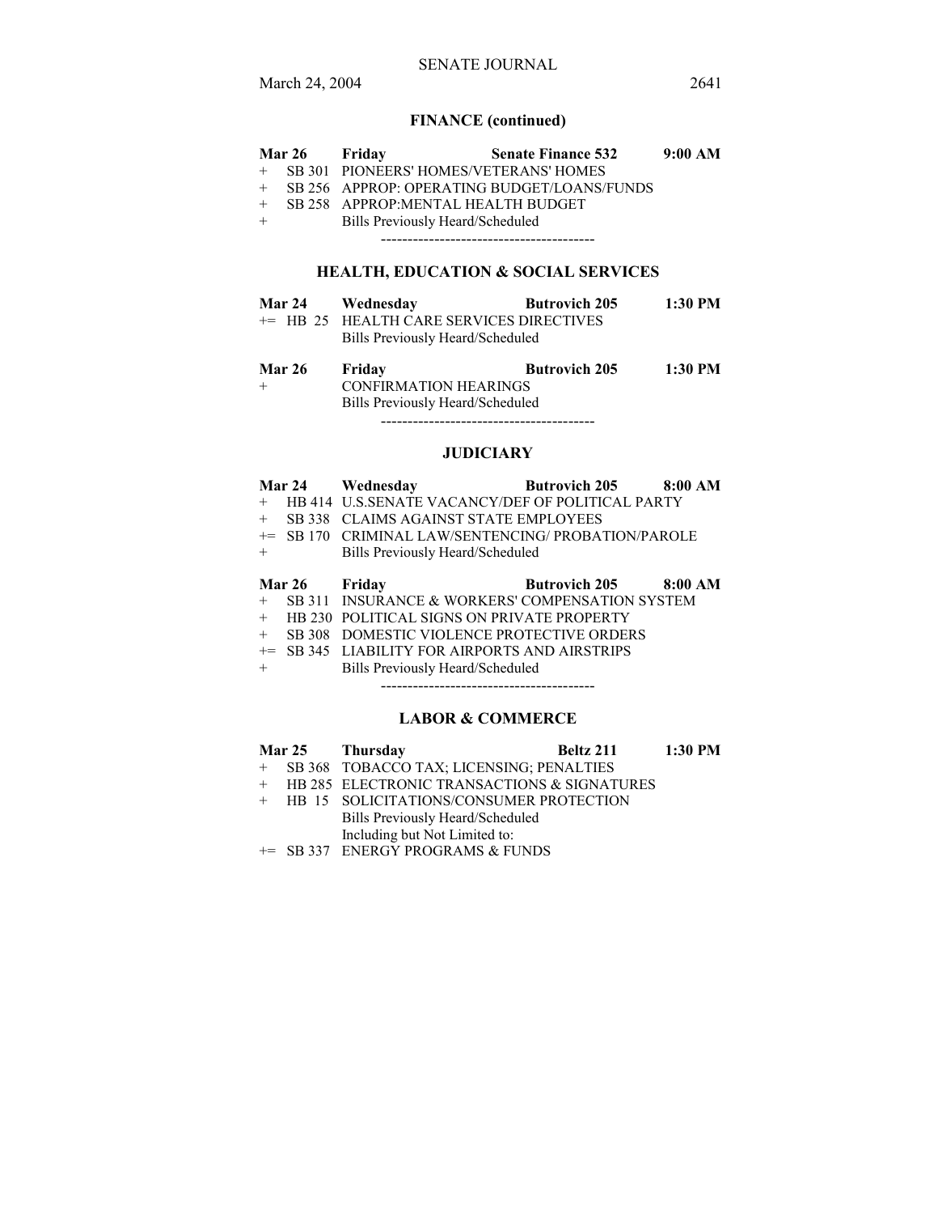## FINANCE (continued)

**Mar 26 Friday Senate Finance 532 9:00 AM**

+ SB 301 PIONEERS' HOMES/VETERANS' HOMES
+ SB 256 APPROP: OPERATING BUDGET/LOANS/FUNDS
+ SB 258 APPROP:MENTAL HEALTH BUDGET
+ Bills Previously Heard/Scheduled

----------------------------------------

## HEALTH, EDUCATION & SOCIAL SERVICES

**Mar 24 Wednesday Butrovich 205 1:30 PM**

+= HB 25 HEALTH CARE SERVICES DIRECTIVES
Bills Previously Heard/Scheduled

**Mar 26 Friday Butrovich 205 1:30 PM**

+ CONFIRMATION HEARINGS
Bills Previously Heard/Scheduled

----------------------------------------

## JUDICIARY

**Mar 24 Wednesday Butrovich 205 8:00 AM**

+ HB 414 U.S.SENATE VACANCY/DEF OF POLITICAL PARTY
+ SB 338 CLAIMS AGAINST STATE EMPLOYEES
+= SB 170 CRIMINAL LAW/SENTENCING/ PROBATION/PAROLE
+ Bills Previously Heard/Scheduled

**Mar 26 Friday Butrovich 205 8:00 AM**

+ SB 311 INSURANCE & WORKERS' COMPENSATION SYSTEM
+ HB 230 POLITICAL SIGNS ON PRIVATE PROPERTY
+ SB 308 DOMESTIC VIOLENCE PROTECTIVE ORDERS
+= SB 345 LIABILITY FOR AIRPORTS AND AIRSTRIPS
+ Bills Previously Heard/Scheduled

----------------------------------------

## LABOR & COMMERCE

**Mar 25 Thursday Beltz 211 1:30 PM**

+ SB 368 TOBACCO TAX; LICENSING; PENALTIES
+ HB 285 ELECTRONIC TRANSACTIONS & SIGNATURES
+ HB 15 SOLICITATIONS/CONSUMER PROTECTION
Bills Previously Heard/Scheduled
Including but Not Limited to:
+= SB 337 ENERGY PROGRAMS & FUNDS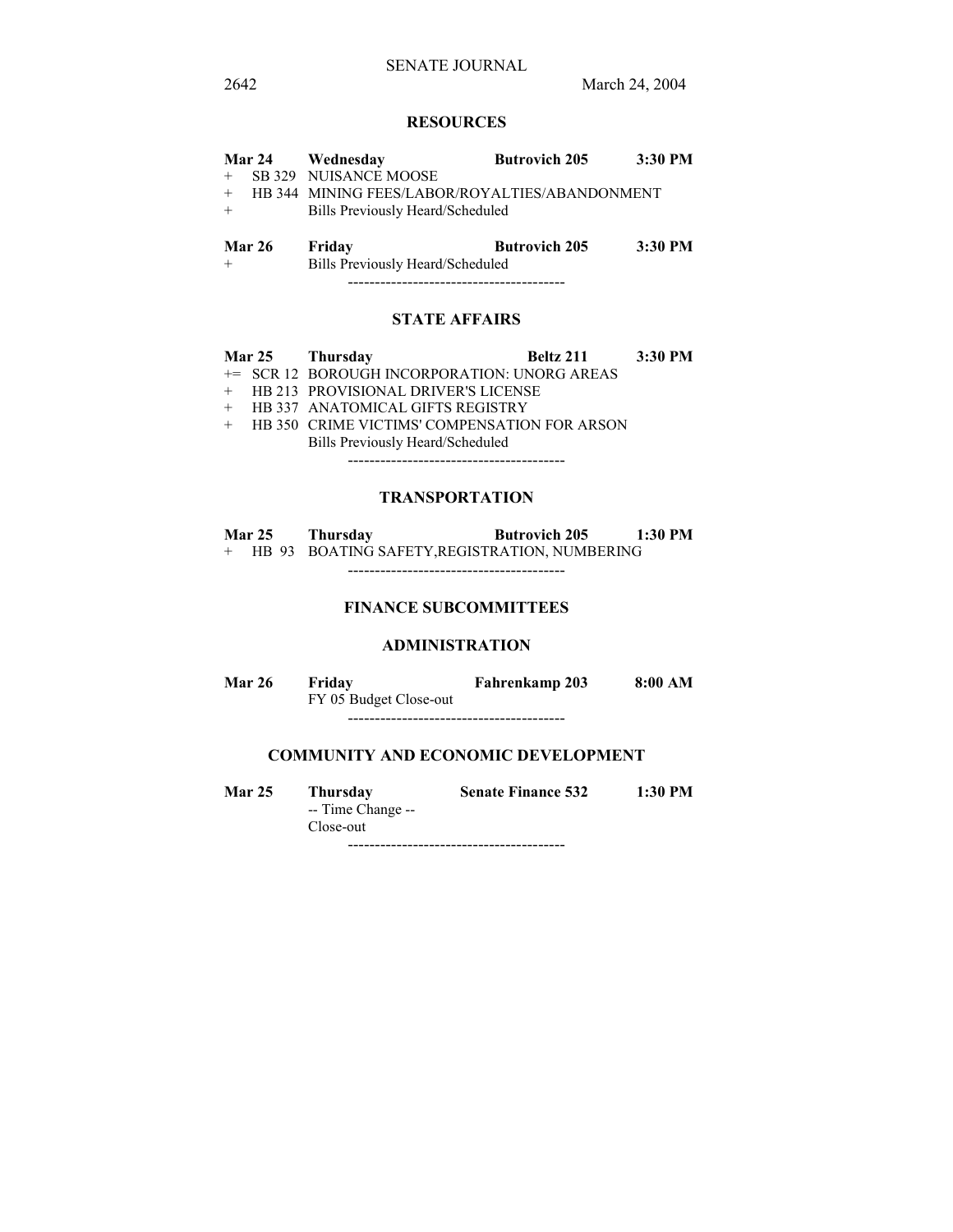## RESOURCES

**Mar 24 Wednesday Butrovich 205 3:30 PM**

+ SB 329 NUISANCE MOOSE
+ HB 344 MINING FEES/LABOR/ROYALTIES/ABANDONMENT
+ Bills Previously Heard/Scheduled

**Mar 26 Friday Butrovich 205 3:30 PM**

+ Bills Previously Heard/Scheduled

----------------------------------------

## STATE AFFAIRS

**Mar 25 Thursday Beltz 211 3:30 PM**

+= SCR 12 BOROUGH INCORPORATION: UNORG AREAS
+ HB 213 PROVISIONAL DRIVER'S LICENSE
+ HB 337 ANATOMICAL GIFTS REGISTRY
+ HB 350 CRIME VICTIMS' COMPENSATION FOR ARSON
Bills Previously Heard/Scheduled

----------------------------------------

## TRANSPORTATION

**Mar 25 Thursday Butrovich 205 1:30 PM**

+ HB 93 BOATING SAFETY,REGISTRATION, NUMBERING

----------------------------------------

## FINANCE SUBCOMMITTEES

### ADMINISTRATION

**Mar 26 Friday Fahrenkamp 203 8:00 AM**

FY 05 Budget Close-out

----------------------------------------

### COMMUNITY AND ECONOMIC DEVELOPMENT

**Mar 25 Thursday Senate Finance 532 1:30 PM**

-- Time Change --
Close-out

----------------------------------------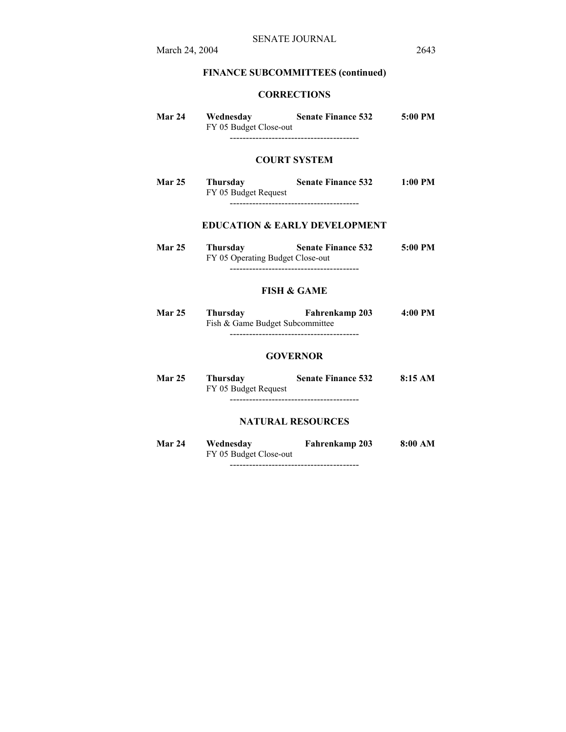## FINANCE SUBCOMMITTEES (continued)

### CORRECTIONS

**Mar 24** **Wednesday** **Senate Finance 532** **5:00 PM**
FY 05 Budget Close-out

----------------------------------------

### COURT SYSTEM

**Mar 25** **Thursday** **Senate Finance 532** **1:00 PM**
FY 05 Budget Request

----------------------------------------

### EDUCATION & EARLY DEVELOPMENT

**Mar 25** **Thursday** **Senate Finance 532** **5:00 PM**
FY 05 Operating Budget Close-out

----------------------------------------

### FISH & GAME

**Mar 25** **Thursday** **Fahrenkamp 203** **4:00 PM**
Fish & Game Budget Subcommittee

----------------------------------------

### GOVERNOR

**Mar 25** **Thursday** **Senate Finance 532** **8:15 AM**
FY 05 Budget Request

----------------------------------------

### NATURAL RESOURCES

**Mar 24** **Wednesday** **Fahrenkamp 203** **8:00 AM**
FY 05 Budget Close-out

----------------------------------------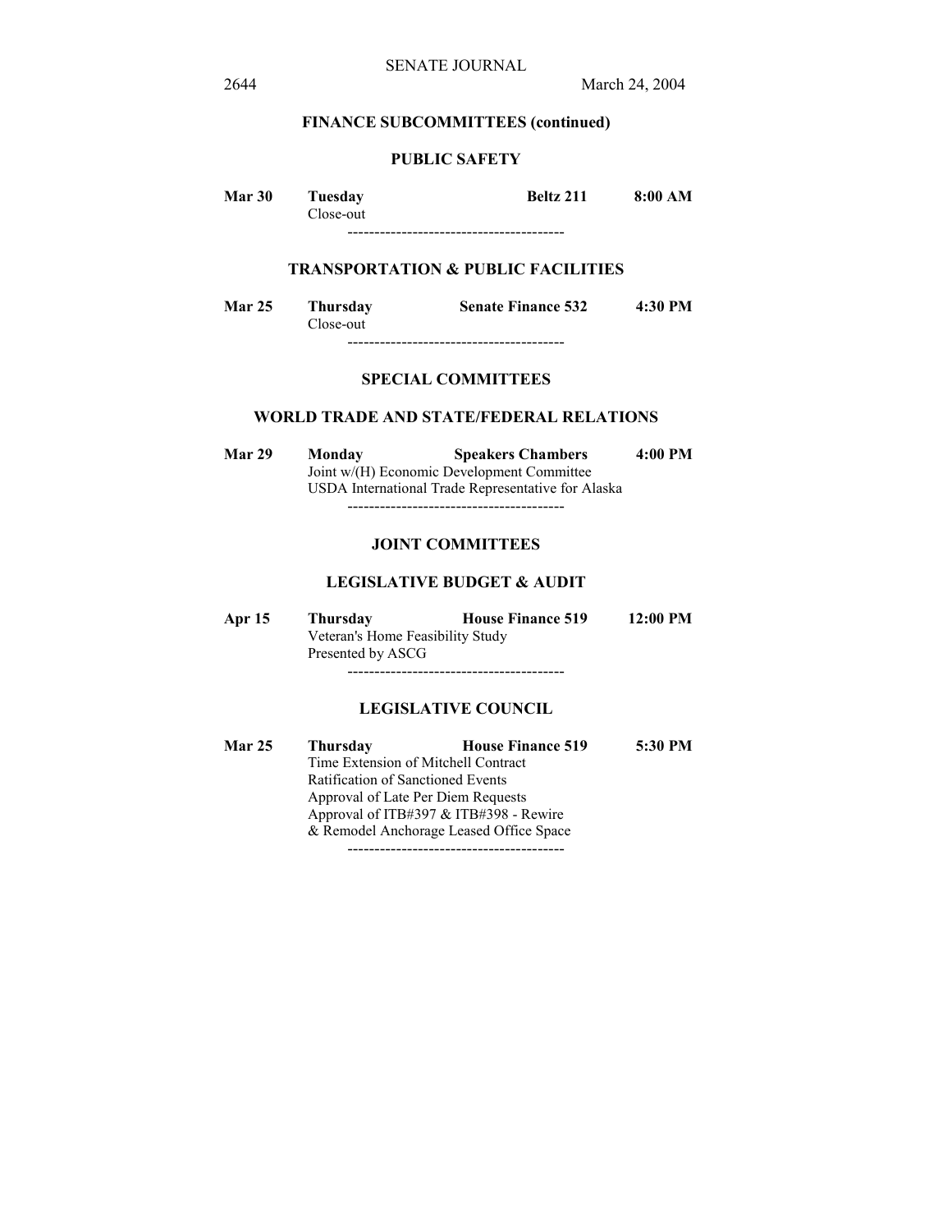### FINANCE SUBCOMMITTEES (continued)

#### PUBLIC SAFETY

**Mar 30** **Tuesday** **Beltz 211** **8:00 AM**
Close-out

----------------------------------------

#### TRANSPORTATION & PUBLIC FACILITIES

**Mar 25** **Thursday** **Senate Finance 532** **4:30 PM**
Close-out

----------------------------------------

### SPECIAL COMMITTEES

#### WORLD TRADE AND STATE/FEDERAL RELATIONS

**Mar 29** **Monday** **Speakers Chambers** **4:00 PM**
Joint w/(H) Economic Development Committee
USDA International Trade Representative for Alaska

----------------------------------------

### JOINT COMMITTEES

#### LEGISLATIVE BUDGET & AUDIT

**Apr 15** **Thursday** **House Finance 519** **12:00 PM**
Veteran's Home Feasibility Study
Presented by ASCG

----------------------------------------

#### LEGISLATIVE COUNCIL

**Mar 25** **Thursday** **House Finance 519** **5:30 PM**
Time Extension of Mitchell Contract
Ratification of Sanctioned Events
Approval of Late Per Diem Requests
Approval of ITB#397 & ITB#398 - Rewire
& Remodel Anchorage Leased Office Space

----------------------------------------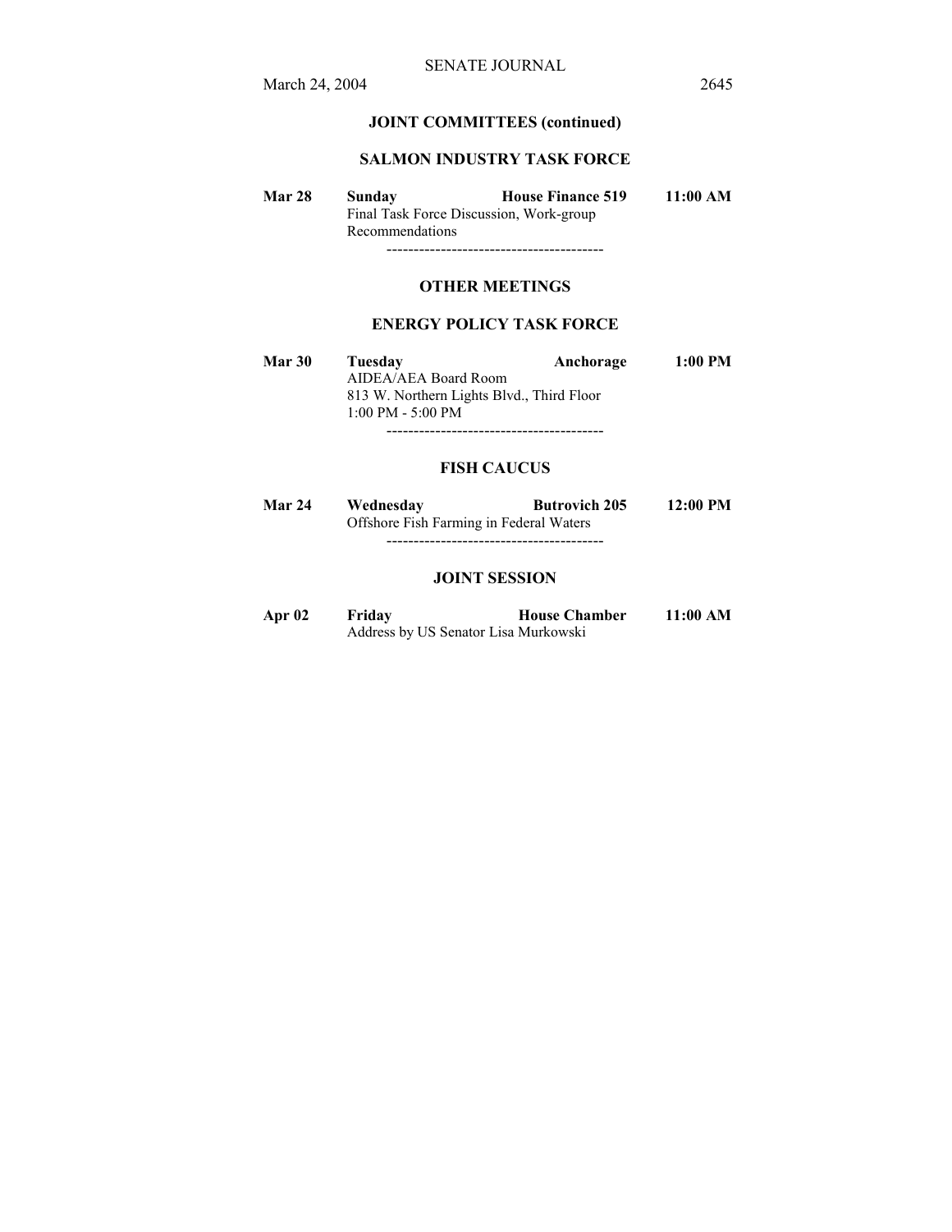## JOINT COMMITTEES (continued)

### SALMON INDUSTRY TASK FORCE

**Mar 28** **Sunday** **House Finance 519** **11:00 AM**
Final Task Force Discussion, Work-group Recommendations

----------------------------------------

## OTHER MEETINGS

### ENERGY POLICY TASK FORCE

**Mar 30** **Tuesday** **Anchorage** **1:00 PM**
AIDEA/AEA Board Room
813 W. Northern Lights Blvd., Third Floor
1:00 PM - 5:00 PM

----------------------------------------

### FISH CAUCUS

**Mar 24** **Wednesday** **Butrovich 205** **12:00 PM**
Offshore Fish Farming in Federal Waters

----------------------------------------

### JOINT SESSION

**Apr 02** **Friday** **House Chamber** **11:00 AM**
Address by US Senator Lisa Murkowski